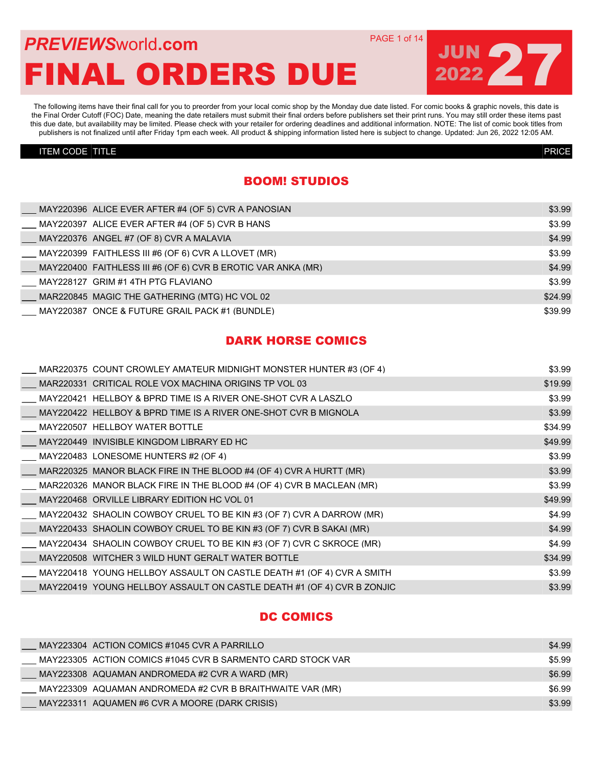# PREVIEWSworld.com

# FINAL ORDERS DUE

**JUN 2022 27**

The following items have their final call for you to preorder from your local comic shop by the Monday due date listed. For comic books & graphic novels, this date is the Final Order Cutoff (FOC) Date, meaning the date retailers must submit their final orders before publishers set their print runs. You may still order these items past this due date, but availability may be limited. Please check with your retailer for ordering deadlines and additional information. NOTE: The list of comic book titles from publishers is not finalized until after Friday 1pm each week. All product & shipping information listed here is subject to change. Updated: Jun 26, 2022 12:05 AM.

## BOOM! STUDIOS

| ITEM CODE | TITLE | PRICE |
|---|---|---|
| MAY220396 | ALICE EVER AFTER #4 (OF 5) CVR A PANOSIAN | $3.99 |
| MAY220397 | ALICE EVER AFTER #4 (OF 5) CVR B HANS | $3.99 |
| MAY220376 | ANGEL #7 (OF 8) CVR A MALAVIA | $4.99 |
| MAY220399 | FAITHLESS III #6 (OF 6) CVR A LLOVET (MR) | $3.99 |
| MAY220400 | FAITHLESS III #6 (OF 6) CVR B EROTIC VAR ANKA (MR) | $4.99 |
| MAY228127 | GRIM #1 4TH PTG FLAVIANO | $3.99 |
| MAR220845 | MAGIC THE GATHERING (MTG) HC VOL 02 | $24.99 |
| MAY220387 | ONCE & FUTURE GRAIL PACK #1 (BUNDLE) | $39.99 |

## DARK HORSE COMICS

| ITEM CODE | TITLE | PRICE |
|---|---|---|
| MAR220375 | COUNT CROWLEY AMATEUR MIDNIGHT MONSTER HUNTER #3 (OF 4) | $3.99 |
| MAR220331 | CRITICAL ROLE VOX MACHINA ORIGINS TP VOL 03 | $19.99 |
| MAY220421 | HELLBOY & BPRD TIME IS A RIVER ONE-SHOT CVR A LASZLO | $3.99 |
| MAY220422 | HELLBOY & BPRD TIME IS A RIVER ONE-SHOT CVR B MIGNOLA | $3.99 |
| MAY220507 | HELLBOY WATER BOTTLE | $34.99 |
| MAY220449 | INVISIBLE KINGDOM LIBRARY ED HC | $49.99 |
| MAY220483 | LONESOME HUNTERS #2 (OF 4) | $3.99 |
| MAR220325 | MANOR BLACK FIRE IN THE BLOOD #4 (OF 4) CVR A HURTT (MR) | $3.99 |
| MAR220326 | MANOR BLACK FIRE IN THE BLOOD #4 (OF 4) CVR B MACLEAN (MR) | $3.99 |
| MAY220468 | ORVILLE LIBRARY EDITION HC VOL 01 | $49.99 |
| MAY220432 | SHAOLIN COWBOY CRUEL TO BE KIN #3 (OF 7) CVR A DARROW (MR) | $4.99 |
| MAY220433 | SHAOLIN COWBOY CRUEL TO BE KIN #3 (OF 7) CVR B SAKAI (MR) | $4.99 |
| MAY220434 | SHAOLIN COWBOY CRUEL TO BE KIN #3 (OF 7) CVR C SKROCE (MR) | $4.99 |
| MAY220508 | WITCHER 3 WILD HUNT GERALT WATER BOTTLE | $34.99 |
| MAY220418 | YOUNG HELLBOY ASSAULT ON CASTLE DEATH #1 (OF 4) CVR A SMITH | $3.99 |
| MAY220419 | YOUNG HELLBOY ASSAULT ON CASTLE DEATH #1 (OF 4) CVR B ZONJIC | $3.99 |

## DC COMICS

| ITEM CODE | TITLE | PRICE |
|---|---|---|
| MAY223304 | ACTION COMICS #1045 CVR A PARRILLO | $4.99 |
| MAY223305 | ACTION COMICS #1045 CVR B SARMENTO CARD STOCK VAR | $5.99 |
| MAY223308 | AQUAMAN ANDROMEDA #2 CVR A WARD (MR) | $6.99 |
| MAY223309 | AQUAMAN ANDROMEDA #2 CVR B BRAITHWAITE VAR (MR) | $6.99 |
| MAY223311 | AQUAMEN #6 CVR A MOORE (DARK CRISIS) | $3.99 |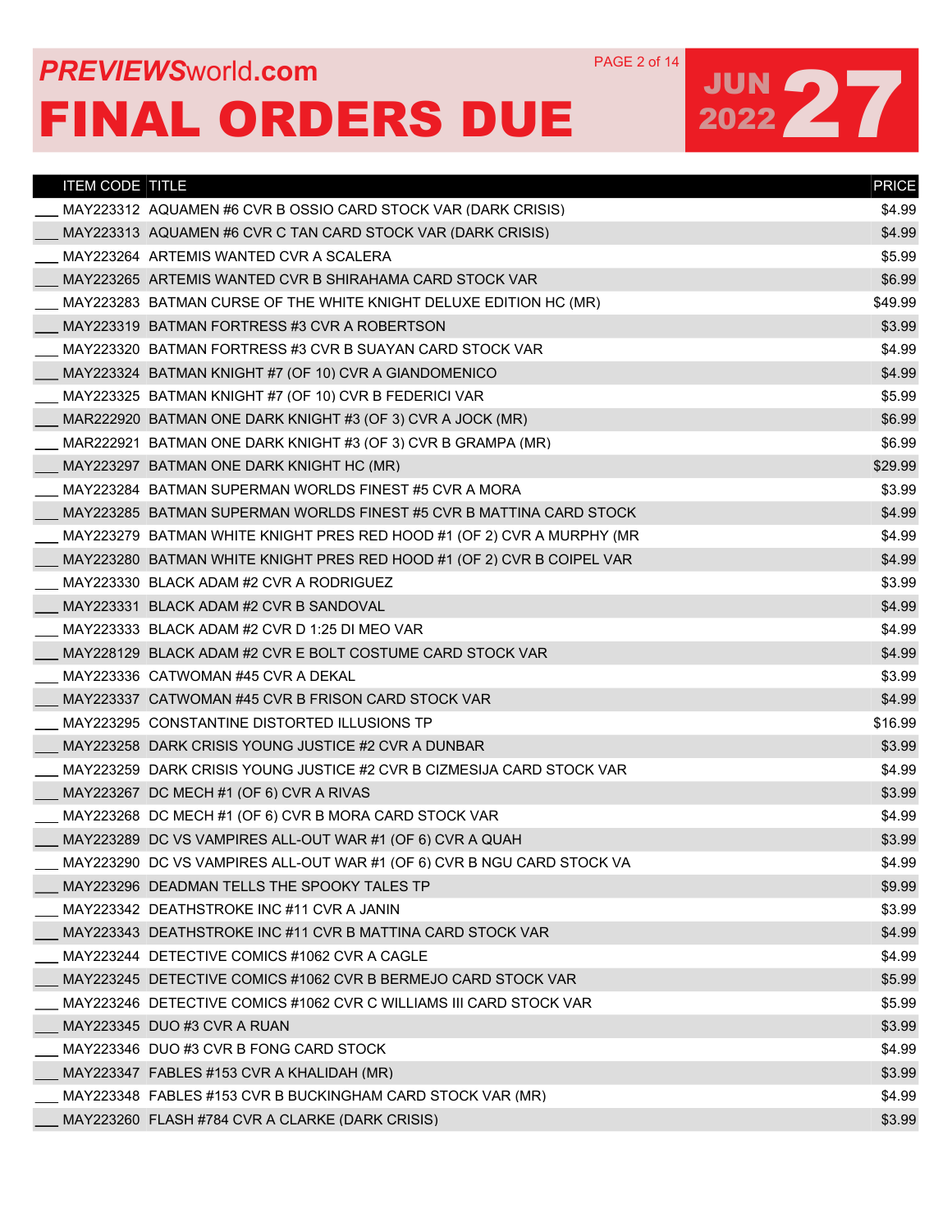# PREVIEWSworld.com

# FINAL ORDERS DUE

JUN 2022 27

| ITEM CODE | TITLE | PRICE |
|---|---|---|
| ___ MAY223312 | AQUAMEN #6 CVR B OSSIO CARD STOCK VAR (DARK CRISIS) | $4.99 |
| ___ MAY223313 | AQUAMEN #6 CVR C TAN CARD STOCK VAR (DARK CRISIS) | $4.99 |
| ___ MAY223264 | ARTEMIS WANTED CVR A SCALERA | $5.99 |
| ___ MAY223265 | ARTEMIS WANTED CVR B SHIRAHAMA CARD STOCK VAR | $6.99 |
| ___ MAY223283 | BATMAN CURSE OF THE WHITE KNIGHT DELUXE EDITION HC (MR) | $49.99 |
| ___ MAY223319 | BATMAN FORTRESS #3 CVR A ROBERTSON | $3.99 |
| ___ MAY223320 | BATMAN FORTRESS #3 CVR B SUAYAN CARD STOCK VAR | $4.99 |
| ___ MAY223324 | BATMAN KNIGHT #7 (OF 10) CVR A GIANDOMENICO | $4.99 |
| ___ MAY223325 | BATMAN KNIGHT #7 (OF 10) CVR B FEDERICI VAR | $5.99 |
| ___ MAR222920 | BATMAN ONE DARK KNIGHT #3 (OF 3) CVR A JOCK (MR) | $6.99 |
| ___ MAR222921 | BATMAN ONE DARK KNIGHT #3 (OF 3) CVR B GRAMPA (MR) | $6.99 |
| ___ MAY223297 | BATMAN ONE DARK KNIGHT HC (MR) | $29.99 |
| ___ MAY223284 | BATMAN SUPERMAN WORLDS FINEST #5 CVR A MORA | $3.99 |
| ___ MAY223285 | BATMAN SUPERMAN WORLDS FINEST #5 CVR B MATTINA CARD STOCK | $4.99 |
| ___ MAY223279 | BATMAN WHITE KNIGHT PRES RED HOOD #1 (OF 2) CVR A MURPHY (MR | $4.99 |
| ___ MAY223280 | BATMAN WHITE KNIGHT PRES RED HOOD #1 (OF 2) CVR B COIPEL VAR | $4.99 |
| ___ MAY223330 | BLACK ADAM #2 CVR A RODRIGUEZ | $3.99 |
| ___ MAY223331 | BLACK ADAM #2 CVR B SANDOVAL | $4.99 |
| ___ MAY223333 | BLACK ADAM #2 CVR D 1:25 DI MEO VAR | $4.99 |
| ___ MAY228129 | BLACK ADAM #2 CVR E BOLT COSTUME CARD STOCK VAR | $4.99 |
| ___ MAY223336 | CATWOMAN #45 CVR A DEKAL | $3.99 |
| ___ MAY223337 | CATWOMAN #45 CVR B FRISON CARD STOCK VAR | $4.99 |
| ___ MAY223295 | CONSTANTINE DISTORTED ILLUSIONS TP | $16.99 |
| ___ MAY223258 | DARK CRISIS YOUNG JUSTICE #2 CVR A DUNBAR | $3.99 |
| ___ MAY223259 | DARK CRISIS YOUNG JUSTICE #2 CVR B CIZMESIJA CARD STOCK VAR | $4.99 |
| ___ MAY223267 | DC MECH #1 (OF 6) CVR A RIVAS | $3.99 |
| ___ MAY223268 | DC MECH #1 (OF 6) CVR B MORA CARD STOCK VAR | $4.99 |
| ___ MAY223289 | DC VS VAMPIRES ALL-OUT WAR #1 (OF 6) CVR A QUAH | $3.99 |
| ___ MAY223290 | DC VS VAMPIRES ALL-OUT WAR #1 (OF 6) CVR B NGU CARD STOCK VA | $4.99 |
| ___ MAY223296 | DEADMAN TELLS THE SPOOKY TALES TP | $9.99 |
| ___ MAY223342 | DEATHSTROKE INC #11 CVR A JANIN | $3.99 |
| ___ MAY223343 | DEATHSTROKE INC #11 CVR B MATTINA CARD STOCK VAR | $4.99 |
| ___ MAY223244 | DETECTIVE COMICS #1062 CVR A CAGLE | $4.99 |
| ___ MAY223245 | DETECTIVE COMICS #1062 CVR B BERMEJO CARD STOCK VAR | $5.99 |
| ___ MAY223246 | DETECTIVE COMICS #1062 CVR C WILLIAMS III CARD STOCK VAR | $5.99 |
| ___ MAY223345 | DUO #3 CVR A RUAN | $3.99 |
| ___ MAY223346 | DUO #3 CVR B FONG CARD STOCK | $4.99 |
| ___ MAY223347 | FABLES #153 CVR A KHALIDAH (MR) | $3.99 |
| ___ MAY223348 | FABLES #153 CVR B BUCKINGHAM CARD STOCK VAR (MR) | $4.99 |
| ___ MAY223260 | FLASH #784 CVR A CLARKE (DARK CRISIS) | $3.99 |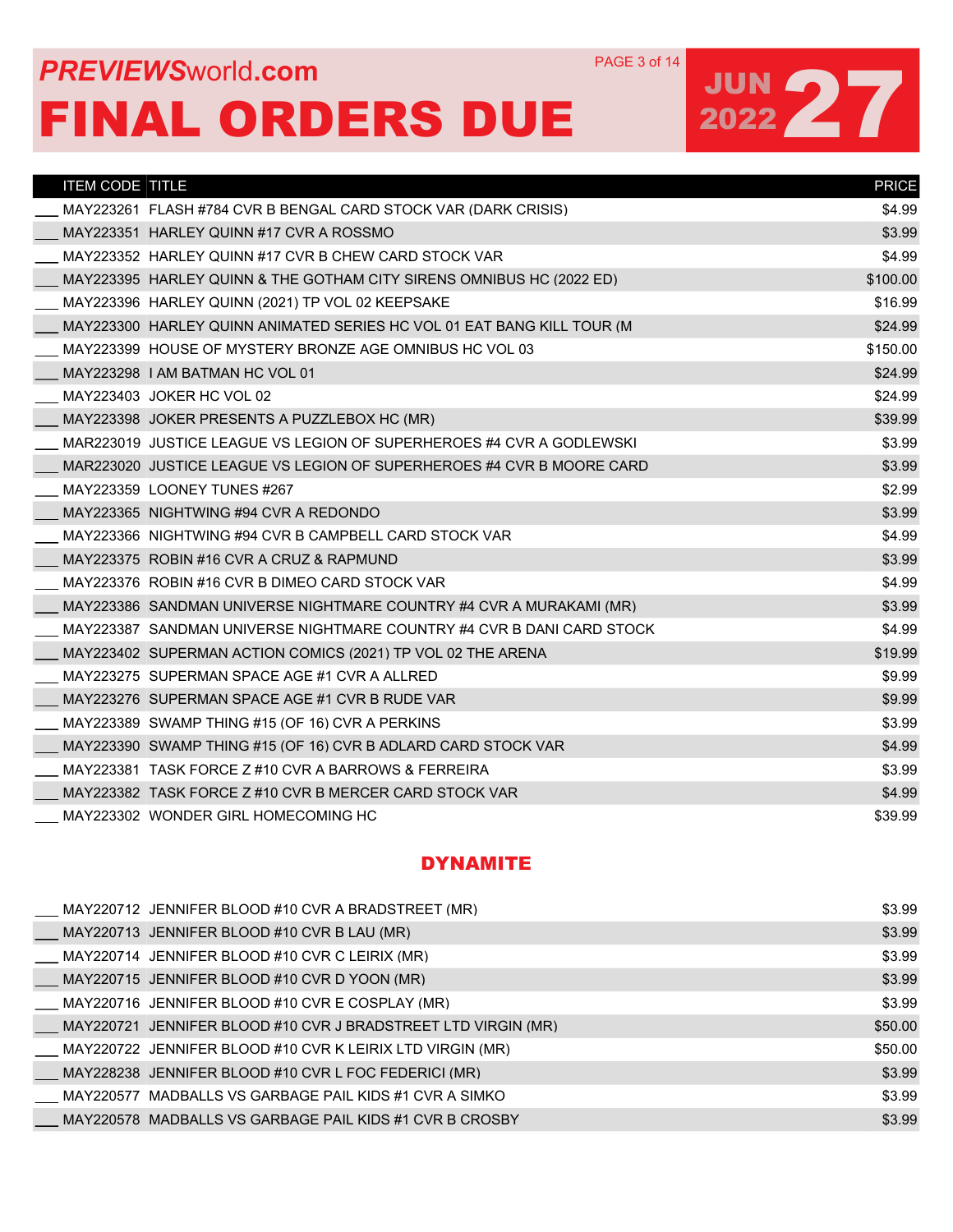# PREVIEWSworld.com FINAL ORDERS DUE

## JUN 27 2022

| | ITEM CODE | TITLE | PRICE |
|---|---|---|---|
| ___ | MAY223261 | FLASH #784 CVR B BENGAL CARD STOCK VAR (DARK CRISIS) | $4.99 |
| ___ | MAY223351 | HARLEY QUINN #17 CVR A ROSSMO | $3.99 |
| ___ | MAY223352 | HARLEY QUINN #17 CVR B CHEW CARD STOCK VAR | $4.99 |
| ___ | MAY223395 | HARLEY QUINN & THE GOTHAM CITY SIRENS OMNIBUS HC (2022 ED) | $100.00 |
| ___ | MAY223396 | HARLEY QUINN (2021) TP VOL 02 KEEPSAKE | $16.99 |
| ___ | MAY223300 | HARLEY QUINN ANIMATED SERIES HC VOL 01 EAT BANG KILL TOUR (M | $24.99 |
| ___ | MAY223399 | HOUSE OF MYSTERY BRONZE AGE OMNIBUS HC VOL 03 | $150.00 |
| ___ | MAY223298 | I AM BATMAN HC VOL 01 | $24.99 |
| ___ | MAY223403 | JOKER HC VOL 02 | $24.99 |
| ___ | MAY223398 | JOKER PRESENTS A PUZZLEBOX HC (MR) | $39.99 |
| ___ | MAR223019 | JUSTICE LEAGUE VS LEGION OF SUPERHEROES #4 CVR A GODLEWSKI | $3.99 |
| ___ | MAR223020 | JUSTICE LEAGUE VS LEGION OF SUPERHEROES #4 CVR B MOORE CARD | $3.99 |
| ___ | MAY223359 | LOONEY TUNES #267 | $2.99 |
| ___ | MAY223365 | NIGHTWING #94 CVR A REDONDO | $3.99 |
| ___ | MAY223366 | NIGHTWING #94 CVR B CAMPBELL CARD STOCK VAR | $4.99 |
| ___ | MAY223375 | ROBIN #16 CVR A CRUZ & RAPMUND | $3.99 |
| ___ | MAY223376 | ROBIN #16 CVR B DIMEO CARD STOCK VAR | $4.99 |
| ___ | MAY223386 | SANDMAN UNIVERSE NIGHTMARE COUNTRY #4 CVR A MURAKAMI (MR) | $3.99 |
| ___ | MAY223387 | SANDMAN UNIVERSE NIGHTMARE COUNTRY #4 CVR B DANI CARD STOCK | $4.99 |
| ___ | MAY223402 | SUPERMAN ACTION COMICS (2021) TP VOL 02 THE ARENA | $19.99 |
| ___ | MAY223275 | SUPERMAN SPACE AGE #1 CVR A ALLRED | $9.99 |
| ___ | MAY223276 | SUPERMAN SPACE AGE #1 CVR B RUDE VAR | $9.99 |
| ___ | MAY223389 | SWAMP THING #15 (OF 16) CVR A PERKINS | $3.99 |
| ___ | MAY223390 | SWAMP THING #15 (OF 16) CVR B ADLARD CARD STOCK VAR | $4.99 |
| ___ | MAY223381 | TASK FORCE Z #10 CVR A BARROWS & FERREIRA | $3.99 |
| ___ | MAY223382 | TASK FORCE Z #10 CVR B MERCER CARD STOCK VAR | $4.99 |
| ___ | MAY223302 | WONDER GIRL HOMECOMING HC | $39.99 |

## DYNAMITE

| | ITEM CODE | TITLE | PRICE |
|---|---|---|---|
| ___ | MAY220712 | JENNIFER BLOOD #10 CVR A BRADSTREET (MR) | $3.99 |
| ___ | MAY220713 | JENNIFER BLOOD #10 CVR B LAU (MR) | $3.99 |
| ___ | MAY220714 | JENNIFER BLOOD #10 CVR C LEIRIX (MR) | $3.99 |
| ___ | MAY220715 | JENNIFER BLOOD #10 CVR D YOON (MR) | $3.99 |
| ___ | MAY220716 | JENNIFER BLOOD #10 CVR E COSPLAY (MR) | $3.99 |
| ___ | MAY220721 | JENNIFER BLOOD #10 CVR J BRADSTREET LTD VIRGIN (MR) | $50.00 |
| ___ | MAY220722 | JENNIFER BLOOD #10 CVR K LEIRIX LTD VIRGIN (MR) | $50.00 |
| ___ | MAY228238 | JENNIFER BLOOD #10 CVR L FOC FEDERICI (MR) | $3.99 |
| ___ | MAY220577 | MADBALLS VS GARBAGE PAIL KIDS #1 CVR A SIMKO | $3.99 |
| ___ | MAY220578 | MADBALLS VS GARBAGE PAIL KIDS #1 CVR B CROSBY | $3.99 |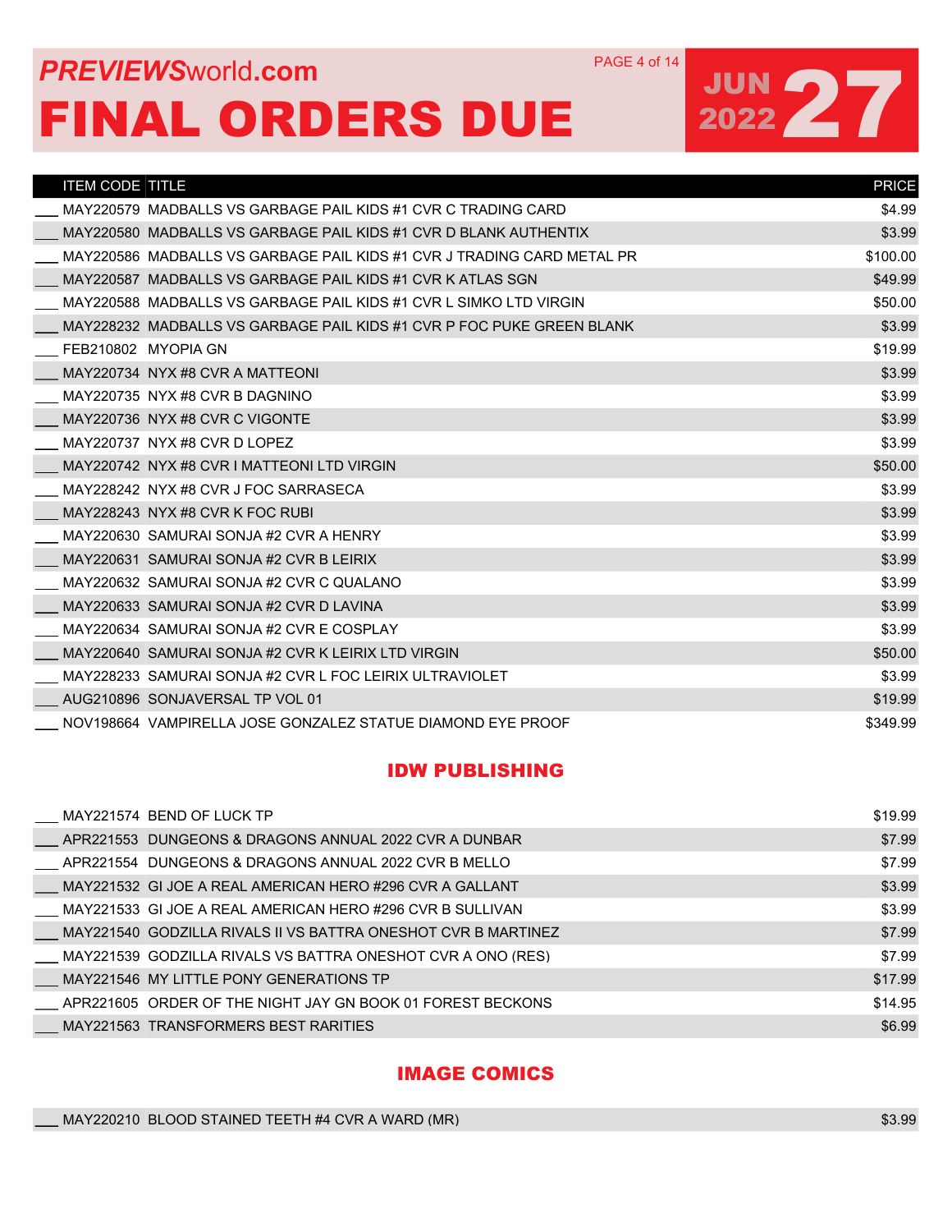# PREVIEWSworld.com FINAL ORDERS DUE

JUN 2022 27

| | ITEM CODE | TITLE | PRICE |
|---|---|---|---|
| ___ | MAY220579 | MADBALLS VS GARBAGE PAIL KIDS #1 CVR C TRADING CARD | $4.99 |
| ___ | MAY220580 | MADBALLS VS GARBAGE PAIL KIDS #1 CVR D BLANK AUTHENTIX | $3.99 |
| ___ | MAY220586 | MADBALLS VS GARBAGE PAIL KIDS #1 CVR J TRADING CARD METAL PR | $100.00 |
| ___ | MAY220587 | MADBALLS VS GARBAGE PAIL KIDS #1 CVR K ATLAS SGN | $49.99 |
| ___ | MAY220588 | MADBALLS VS GARBAGE PAIL KIDS #1 CVR L SIMKO LTD VIRGIN | $50.00 |
| ___ | MAY228232 | MADBALLS VS GARBAGE PAIL KIDS #1 CVR P FOC PUKE GREEN BLANK | $3.99 |
| ___ | FEB210802 | MYOPIA GN | $19.99 |
| ___ | MAY220734 | NYX #8 CVR A MATTEONI | $3.99 |
| ___ | MAY220735 | NYX #8 CVR B DAGNINO | $3.99 |
| ___ | MAY220736 | NYX #8 CVR C VIGONTE | $3.99 |
| ___ | MAY220737 | NYX #8 CVR D LOPEZ | $3.99 |
| ___ | MAY220742 | NYX #8 CVR I MATTEONI LTD VIRGIN | $50.00 |
| ___ | MAY228242 | NYX #8 CVR J FOC SARRASECA | $3.99 |
| ___ | MAY228243 | NYX #8 CVR K FOC RUBI | $3.99 |
| ___ | MAY220630 | SAMURAI SONJA #2 CVR A HENRY | $3.99 |
| ___ | MAY220631 | SAMURAI SONJA #2 CVR B LEIRIX | $3.99 |
| ___ | MAY220632 | SAMURAI SONJA #2 CVR C QUALANO | $3.99 |
| ___ | MAY220633 | SAMURAI SONJA #2 CVR D LAVINA | $3.99 |
| ___ | MAY220634 | SAMURAI SONJA #2 CVR E COSPLAY | $3.99 |
| ___ | MAY220640 | SAMURAI SONJA #2 CVR K LEIRIX LTD VIRGIN | $50.00 |
| ___ | MAY228233 | SAMURAI SONJA #2 CVR L FOC LEIRIX ULTRAVIOLET | $3.99 |
| ___ | AUG210896 | SONJAVERSAL TP VOL 01 | $19.99 |
| ___ | NOV198664 | VAMPIRELLA JOSE GONZALEZ STATUE DIAMOND EYE PROOF | $349.99 |

## IDW PUBLISHING

| | ITEM CODE | TITLE | PRICE |
|---|---|---|---|
| ___ | MAY221574 | BEND OF LUCK TP | $19.99 |
| ___ | APR221553 | DUNGEONS & DRAGONS ANNUAL 2022 CVR A DUNBAR | $7.99 |
| ___ | APR221554 | DUNGEONS & DRAGONS ANNUAL 2022 CVR B MELLO | $7.99 |
| ___ | MAY221532 | GI JOE A REAL AMERICAN HERO #296 CVR A GALLANT | $3.99 |
| ___ | MAY221533 | GI JOE A REAL AMERICAN HERO #296 CVR B SULLIVAN | $3.99 |
| ___ | MAY221540 | GODZILLA RIVALS II VS BATTRA ONESHOT CVR B MARTINEZ | $7.99 |
| ___ | MAY221539 | GODZILLA RIVALS VS BATTRA ONESHOT CVR A ONO (RES) | $7.99 |
| ___ | MAY221546 | MY LITTLE PONY GENERATIONS TP | $17.99 |
| ___ | APR221605 | ORDER OF THE NIGHT JAY GN BOOK 01 FOREST BECKONS | $14.95 |
| ___ | MAY221563 | TRANSFORMERS BEST RARITIES | $6.99 |

## IMAGE COMICS

| | ITEM CODE | TITLE | PRICE |
|---|---|---|---|
| ___ | MAY220210 | BLOOD STAINED TEETH #4 CVR A WARD (MR) | $3.99 |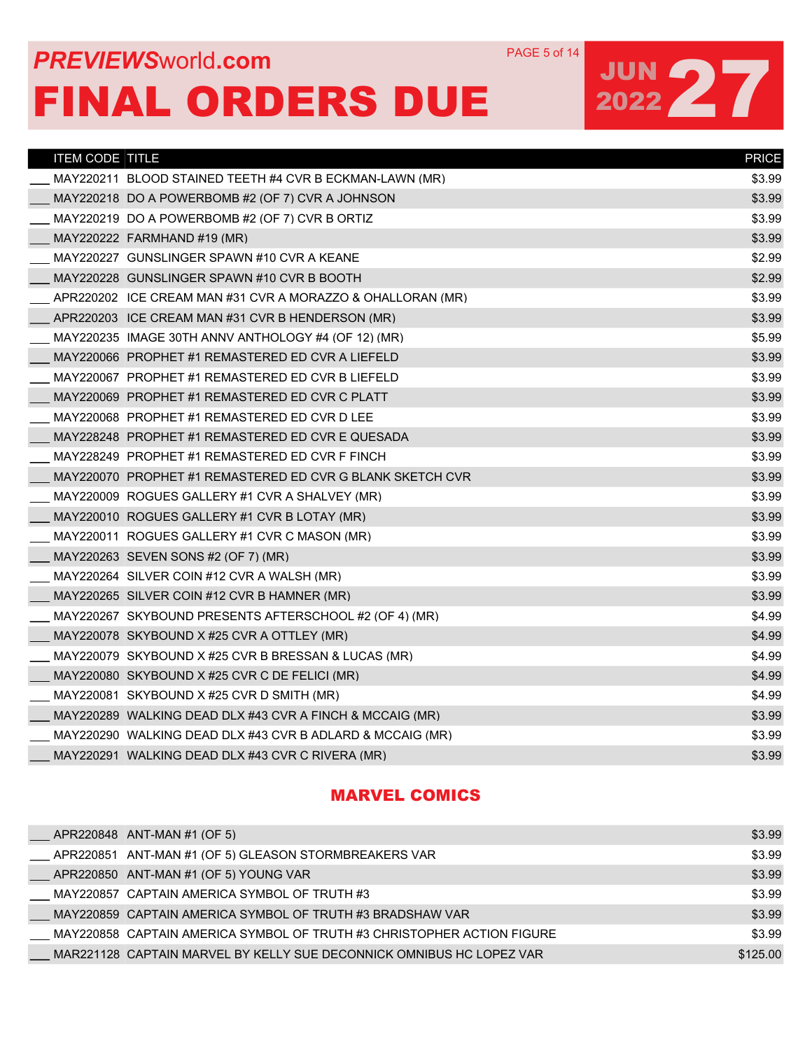# FINAL ORDERS DUE

JUN 2022 27

| ITEM CODE | TITLE | PRICE |
|---|---|---|
| MAY220211 | BLOOD STAINED TEETH #4 CVR B ECKMAN-LAWN (MR) | $3.99 |
| MAY220218 | DO A POWERBOMB #2 (OF 7) CVR A JOHNSON | $3.99 |
| MAY220219 | DO A POWERBOMB #2 (OF 7) CVR B ORTIZ | $3.99 |
| MAY220222 | FARMHAND #19 (MR) | $3.99 |
| MAY220227 | GUNSLINGER SPAWN #10 CVR A KEANE | $2.99 |
| MAY220228 | GUNSLINGER SPAWN #10 CVR B BOOTH | $2.99 |
| APR220202 | ICE CREAM MAN #31 CVR A MORAZZO & OHALLORAN (MR) | $3.99 |
| APR220203 | ICE CREAM MAN #31 CVR B HENDERSON (MR) | $3.99 |
| MAY220235 | IMAGE 30TH ANNV ANTHOLOGY #4 (OF 12) (MR) | $5.99 |
| MAY220066 | PROPHET #1 REMASTERED ED CVR A LIEFELD | $3.99 |
| MAY220067 | PROPHET #1 REMASTERED ED CVR B LIEFELD | $3.99 |
| MAY220069 | PROPHET #1 REMASTERED ED CVR C PLATT | $3.99 |
| MAY220068 | PROPHET #1 REMASTERED ED CVR D LEE | $3.99 |
| MAY228248 | PROPHET #1 REMASTERED ED CVR E QUESADA | $3.99 |
| MAY228249 | PROPHET #1 REMASTERED ED CVR F FINCH | $3.99 |
| MAY220070 | PROPHET #1 REMASTERED ED CVR G BLANK SKETCH CVR | $3.99 |
| MAY220009 | ROGUES GALLERY #1 CVR A SHALVEY (MR) | $3.99 |
| MAY220010 | ROGUES GALLERY #1 CVR B LOTAY (MR) | $3.99 |
| MAY220011 | ROGUES GALLERY #1 CVR C MASON (MR) | $3.99 |
| MAY220263 | SEVEN SONS #2 (OF 7) (MR) | $3.99 |
| MAY220264 | SILVER COIN #12 CVR A WALSH (MR) | $3.99 |
| MAY220265 | SILVER COIN #12 CVR B HAMNER (MR) | $3.99 |
| MAY220267 | SKYBOUND PRESENTS AFTERSCHOOL #2 (OF 4) (MR) | $4.99 |
| MAY220078 | SKYBOUND X #25 CVR A OTTLEY (MR) | $4.99 |
| MAY220079 | SKYBOUND X #25 CVR B BRESSAN & LUCAS (MR) | $4.99 |
| MAY220080 | SKYBOUND X #25 CVR C DE FELICI (MR) | $4.99 |
| MAY220081 | SKYBOUND X #25 CVR D SMITH (MR) | $4.99 |
| MAY220289 | WALKING DEAD DLX #43 CVR A FINCH & MCCAIG (MR) | $3.99 |
| MAY220290 | WALKING DEAD DLX #43 CVR B ADLARD & MCCAIG (MR) | $3.99 |
| MAY220291 | WALKING DEAD DLX #43 CVR C RIVERA (MR) | $3.99 |

## MARVEL COMICS

| ITEM CODE | TITLE | PRICE |
|---|---|---|
| APR220848 | ANT-MAN #1 (OF 5) | $3.99 |
| APR220851 | ANT-MAN #1 (OF 5) GLEASON STORMBREAKERS VAR | $3.99 |
| APR220850 | ANT-MAN #1 (OF 5) YOUNG VAR | $3.99 |
| MAY220857 | CAPTAIN AMERICA SYMBOL OF TRUTH #3 | $3.99 |
| MAY220859 | CAPTAIN AMERICA SYMBOL OF TRUTH #3 BRADSHAW VAR | $3.99 |
| MAY220858 | CAPTAIN AMERICA SYMBOL OF TRUTH #3 CHRISTOPHER ACTION FIGURE | $3.99 |
| MAR221128 | CAPTAIN MARVEL BY KELLY SUE DECONNICK OMNIBUS HC LOPEZ VAR | $125.00 |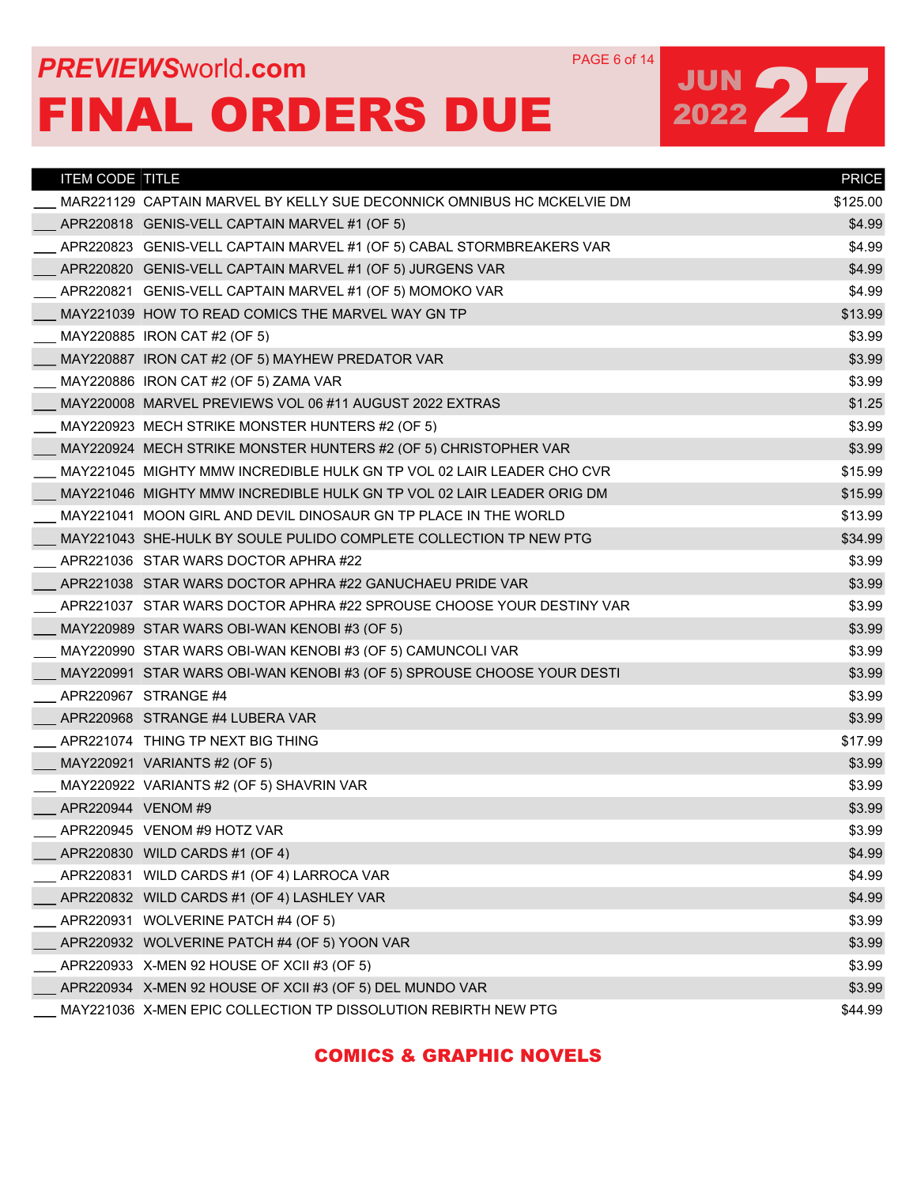# PREVIEWSworld.com FINAL ORDERS DUE

JUN 2022 27

| | ITEM CODE | TITLE | PRICE |
|---|---|---|---|
| ___ | MAR221129 | CAPTAIN MARVEL BY KELLY SUE DECONNICK OMNIBUS HC MCKELVIE DM | $125.00 |
| ___ | APR220818 | GENIS-VELL CAPTAIN MARVEL #1 (OF 5) | $4.99 |
| ___ | APR220823 | GENIS-VELL CAPTAIN MARVEL #1 (OF 5) CABAL STORMBREAKERS VAR | $4.99 |
| ___ | APR220820 | GENIS-VELL CAPTAIN MARVEL #1 (OF 5) JURGENS VAR | $4.99 |
| ___ | APR220821 | GENIS-VELL CAPTAIN MARVEL #1 (OF 5) MOMOKO VAR | $4.99 |
| ___ | MAY221039 | HOW TO READ COMICS THE MARVEL WAY GN TP | $13.99 |
| ___ | MAY220885 | IRON CAT #2 (OF 5) | $3.99 |
| ___ | MAY220887 | IRON CAT #2 (OF 5) MAYHEW PREDATOR VAR | $3.99 |
| ___ | MAY220886 | IRON CAT #2 (OF 5) ZAMA VAR | $3.99 |
| ___ | MAY220008 | MARVEL PREVIEWS VOL 06 #11 AUGUST 2022 EXTRAS | $1.25 |
| ___ | MAY220923 | MECH STRIKE MONSTER HUNTERS #2 (OF 5) | $3.99 |
| ___ | MAY220924 | MECH STRIKE MONSTER HUNTERS #2 (OF 5) CHRISTOPHER VAR | $3.99 |
| ___ | MAY221045 | MIGHTY MMW INCREDIBLE HULK GN TP VOL 02 LAIR LEADER CHO CVR | $15.99 |
| ___ | MAY221046 | MIGHTY MMW INCREDIBLE HULK GN TP VOL 02 LAIR LEADER ORIG DM | $15.99 |
| ___ | MAY221041 | MOON GIRL AND DEVIL DINOSAUR GN TP PLACE IN THE WORLD | $13.99 |
| ___ | MAY221043 | SHE-HULK BY SOULE PULIDO COMPLETE COLLECTION TP NEW PTG | $34.99 |
| ___ | APR221036 | STAR WARS DOCTOR APHRA #22 | $3.99 |
| ___ | APR221038 | STAR WARS DOCTOR APHRA #22 GANUCHAEU PRIDE VAR | $3.99 |
| ___ | APR221037 | STAR WARS DOCTOR APHRA #22 SPROUSE CHOOSE YOUR DESTINY VAR | $3.99 |
| ___ | MAY220989 | STAR WARS OBI-WAN KENOBI #3 (OF 5) | $3.99 |
| ___ | MAY220990 | STAR WARS OBI-WAN KENOBI #3 (OF 5) CAMUNCOLI VAR | $3.99 |
| ___ | MAY220991 | STAR WARS OBI-WAN KENOBI #3 (OF 5) SPROUSE CHOOSE YOUR DESTI | $3.99 |
| ___ | APR220967 | STRANGE #4 | $3.99 |
| ___ | APR220968 | STRANGE #4 LUBERA VAR | $3.99 |
| ___ | APR221074 | THING TP NEXT BIG THING | $17.99 |
| ___ | MAY220921 | VARIANTS #2 (OF 5) | $3.99 |
| ___ | MAY220922 | VARIANTS #2 (OF 5) SHAVRIN VAR | $3.99 |
| ___ | APR220944 | VENOM #9 | $3.99 |
| ___ | APR220945 | VENOM #9 HOTZ VAR | $3.99 |
| ___ | APR220830 | WILD CARDS #1 (OF 4) | $4.99 |
| ___ | APR220831 | WILD CARDS #1 (OF 4) LARROCA VAR | $4.99 |
| ___ | APR220832 | WILD CARDS #1 (OF 4) LASHLEY VAR | $4.99 |
| ___ | APR220931 | WOLVERINE PATCH #4 (OF 5) | $3.99 |
| ___ | APR220932 | WOLVERINE PATCH #4 (OF 5) YOON VAR | $3.99 |
| ___ | APR220933 | X-MEN 92 HOUSE OF XCII #3 (OF 5) | $3.99 |
| ___ | APR220934 | X-MEN 92 HOUSE OF XCII #3 (OF 5) DEL MUNDO VAR | $3.99 |
| ___ | MAY221036 | X-MEN EPIC COLLECTION TP DISSOLUTION REBIRTH NEW PTG | $44.99 |

COMICS & GRAPHIC NOVELS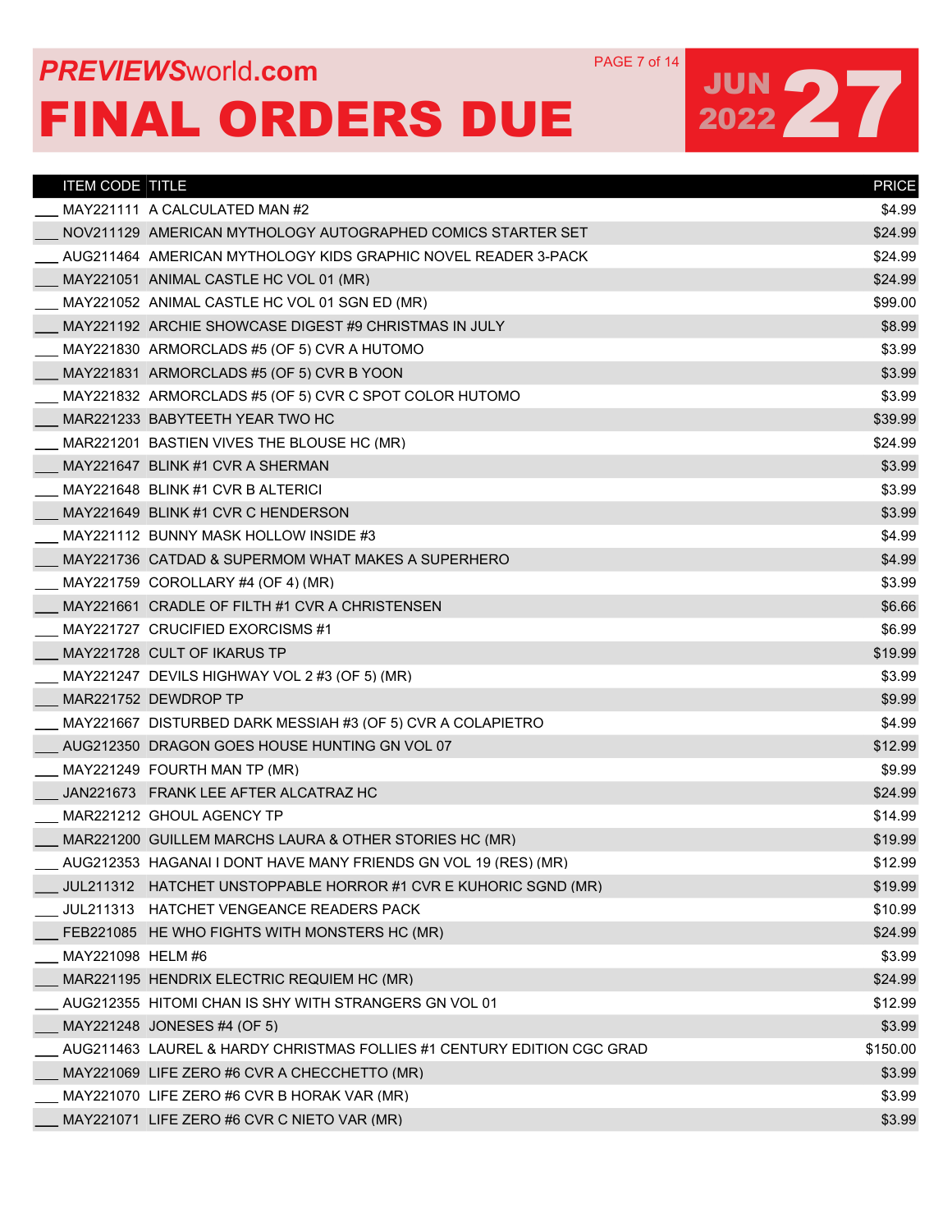# PREVIEWSworld.com

# FINAL ORDERS DUE

JUN 2022 27

| | ITEM CODE | TITLE | PRICE |
|---|---|---|---|
| ___ | MAY221111 | A CALCULATED MAN #2 | $4.99 |
| ___ | NOV211129 | AMERICAN MYTHOLOGY AUTOGRAPHED COMICS STARTER SET | $24.99 |
| ___ | AUG211464 | AMERICAN MYTHOLOGY KIDS GRAPHIC NOVEL READER 3-PACK | $24.99 |
| ___ | MAY221051 | ANIMAL CASTLE HC VOL 01 (MR) | $24.99 |
| ___ | MAY221052 | ANIMAL CASTLE HC VOL 01 SGN ED (MR) | $99.00 |
| ___ | MAY221192 | ARCHIE SHOWCASE DIGEST #9 CHRISTMAS IN JULY | $8.99 |
| ___ | MAY221830 | ARMORCLADS #5 (OF 5) CVR A HUTOMO | $3.99 |
| ___ | MAY221831 | ARMORCLADS #5 (OF 5) CVR B YOON | $3.99 |
| ___ | MAY221832 | ARMORCLADS #5 (OF 5) CVR C SPOT COLOR HUTOMO | $3.99 |
| ___ | MAR221233 | BABYTEETH YEAR TWO HC | $39.99 |
| ___ | MAR221201 | BASTIEN VIVES THE BLOUSE HC (MR) | $24.99 |
| ___ | MAY221647 | BLINK #1 CVR A SHERMAN | $3.99 |
| ___ | MAY221648 | BLINK #1 CVR B ALTERICI | $3.99 |
| ___ | MAY221649 | BLINK #1 CVR C HENDERSON | $3.99 |
| ___ | MAY221112 | BUNNY MASK HOLLOW INSIDE #3 | $4.99 |
| ___ | MAY221736 | CATDAD & SUPERMOM WHAT MAKES A SUPERHERO | $4.99 |
| ___ | MAY221759 | COROLLARY #4 (OF 4) (MR) | $3.99 |
| ___ | MAY221661 | CRADLE OF FILTH #1 CVR A CHRISTENSEN | $6.66 |
| ___ | MAY221727 | CRUCIFIED EXORCISMS #1 | $6.99 |
| ___ | MAY221728 | CULT OF IKARUS TP | $19.99 |
| ___ | MAY221247 | DEVILS HIGHWAY VOL 2 #3 (OF 5) (MR) | $3.99 |
| ___ | MAR221752 | DEWDROP TP | $9.99 |
| ___ | MAY221667 | DISTURBED DARK MESSIAH #3 (OF 5) CVR A COLAPIETRO | $4.99 |
| ___ | AUG212350 | DRAGON GOES HOUSE HUNTING GN VOL 07 | $12.99 |
| ___ | MAY221249 | FOURTH MAN TP (MR) | $9.99 |
| ___ | JAN221673 | FRANK LEE AFTER ALCATRAZ HC | $24.99 |
| ___ | MAR221212 | GHOUL AGENCY TP | $14.99 |
| ___ | MAR221200 | GUILLEM MARCHS LAURA & OTHER STORIES HC (MR) | $19.99 |
| ___ | AUG212353 | HAGANAI I DONT HAVE MANY FRIENDS GN VOL 19 (RES) (MR) | $12.99 |
| ___ | JUL211312 | HATCHET UNSTOPPABLE HORROR #1 CVR E KUHORIC SGND (MR) | $19.99 |
| ___ | JUL211313 | HATCHET VENGEANCE READERS PACK | $10.99 |
| ___ | FEB221085 | HE WHO FIGHTS WITH MONSTERS HC (MR) | $24.99 |
| ___ | MAY221098 | HELM #6 | $3.99 |
| ___ | MAR221195 | HENDRIX ELECTRIC REQUIEM HC (MR) | $24.99 |
| ___ | AUG212355 | HITOMI CHAN IS SHY WITH STRANGERS GN VOL 01 | $12.99 |
| ___ | MAY221248 | JONESES #4 (OF 5) | $3.99 |
| ___ | AUG211463 | LAUREL & HARDY CHRISTMAS FOLLIES #1 CENTURY EDITION CGC GRAD | $150.00 |
| ___ | MAY221069 | LIFE ZERO #6 CVR A CHECCHETTO (MR) | $3.99 |
| ___ | MAY221070 | LIFE ZERO #6 CVR B HORAK VAR (MR) | $3.99 |
| ___ | MAY221071 | LIFE ZERO #6 CVR C NIETO VAR (MR) | $3.99 |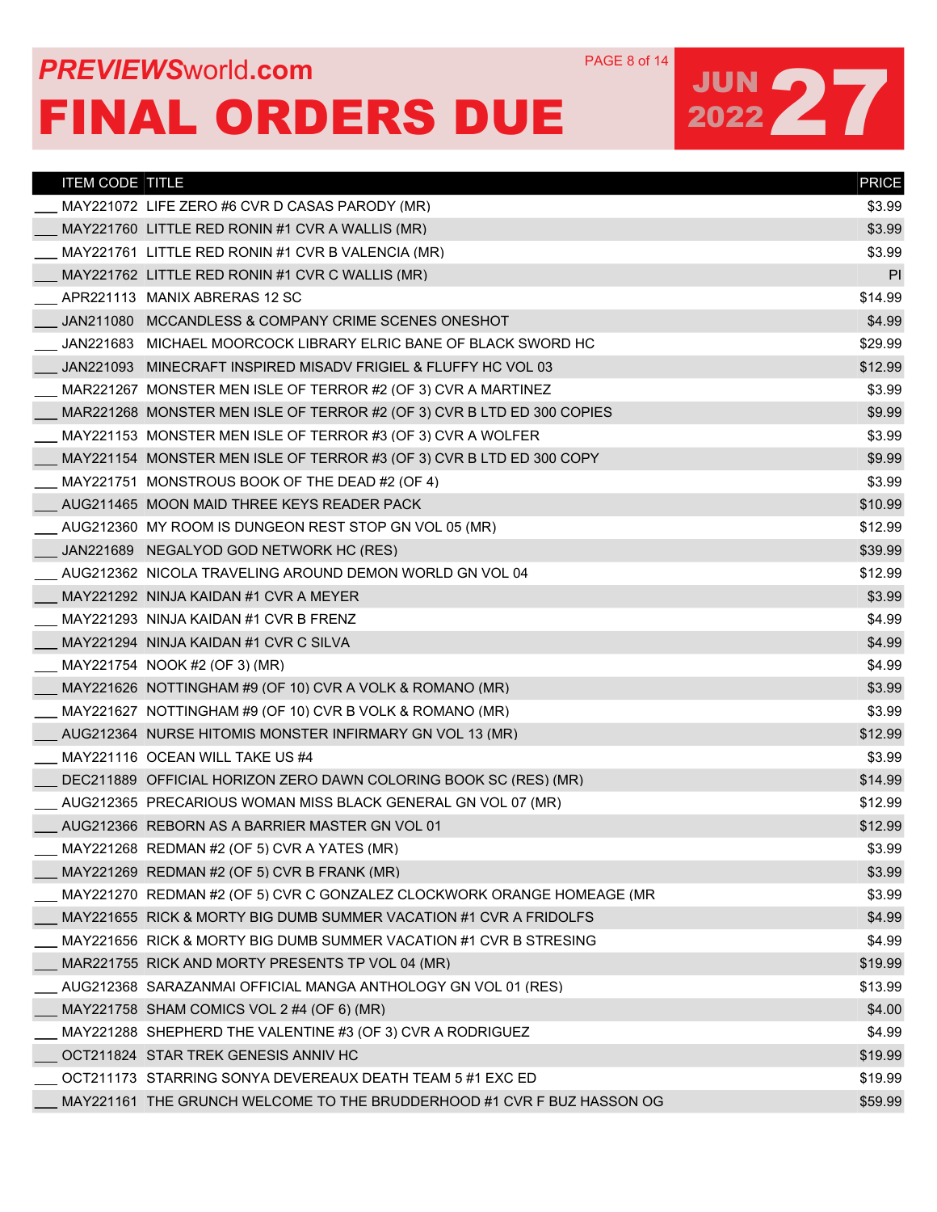# PREVIEWSworld.com

# FINAL ORDERS DUE

## JUN 2022 27

| | ITEM CODE | TITLE | PRICE |
|---|---|---|---|
| ___ | MAY221072 | LIFE ZERO #6 CVR D CASAS PARODY (MR) | $3.99 |
| ___ | MAY221760 | LITTLE RED RONIN #1 CVR A WALLIS (MR) | $3.99 |
| ___ | MAY221761 | LITTLE RED RONIN #1 CVR B VALENCIA (MR) | $3.99 |
| ___ | MAY221762 | LITTLE RED RONIN #1 CVR C WALLIS (MR) | PI |
| ___ | APR221113 | MANIX ABRERAS 12 SC | $14.99 |
| ___ | JAN211080 | MCCANDLESS & COMPANY CRIME SCENES ONESHOT | $4.99 |
| ___ | JAN221683 | MICHAEL MOORCOCK LIBRARY ELRIC BANE OF BLACK SWORD HC | $29.99 |
| ___ | JAN221093 | MINECRAFT INSPIRED MISADV FRIGIEL & FLUFFY HC VOL 03 | $12.99 |
| ___ | MAR221267 | MONSTER MEN ISLE OF TERROR #2 (OF 3) CVR A MARTINEZ | $3.99 |
| ___ | MAR221268 | MONSTER MEN ISLE OF TERROR #2 (OF 3) CVR B LTD ED 300 COPIES | $9.99 |
| ___ | MAY221153 | MONSTER MEN ISLE OF TERROR #3 (OF 3) CVR A WOLFER | $3.99 |
| ___ | MAY221154 | MONSTER MEN ISLE OF TERROR #3 (OF 3) CVR B LTD ED 300 COPY | $9.99 |
| ___ | MAY221751 | MONSTROUS BOOK OF THE DEAD #2 (OF 4) | $3.99 |
| ___ | AUG211465 | MOON MAID THREE KEYS READER PACK | $10.99 |
| ___ | AUG212360 | MY ROOM IS DUNGEON REST STOP GN VOL 05 (MR) | $12.99 |
| ___ | JAN221689 | NEGALYOD GOD NETWORK HC (RES) | $39.99 |
| ___ | AUG212362 | NICOLA TRAVELING AROUND DEMON WORLD GN VOL 04 | $12.99 |
| ___ | MAY221292 | NINJA KAIDAN #1 CVR A MEYER | $3.99 |
| ___ | MAY221293 | NINJA KAIDAN #1 CVR B FRENZ | $4.99 |
| ___ | MAY221294 | NINJA KAIDAN #1 CVR C SILVA | $4.99 |
| ___ | MAY221754 | NOOK #2 (OF 3) (MR) | $4.99 |
| ___ | MAY221626 | NOTTINGHAM #9 (OF 10) CVR A VOLK & ROMANO (MR) | $3.99 |
| ___ | MAY221627 | NOTTINGHAM #9 (OF 10) CVR B VOLK & ROMANO (MR) | $3.99 |
| ___ | AUG212364 | NURSE HITOMIS MONSTER INFIRMARY GN VOL 13 (MR) | $12.99 |
| ___ | MAY221116 | OCEAN WILL TAKE US #4 | $3.99 |
| ___ | DEC211889 | OFFICIAL HORIZON ZERO DAWN COLORING BOOK SC (RES) (MR) | $14.99 |
| ___ | AUG212365 | PRECARIOUS WOMAN MISS BLACK GENERAL GN VOL 07 (MR) | $12.99 |
| ___ | AUG212366 | REBORN AS A BARRIER MASTER GN VOL 01 | $12.99 |
| ___ | MAY221268 | REDMAN #2 (OF 5) CVR A YATES (MR) | $3.99 |
| ___ | MAY221269 | REDMAN #2 (OF 5) CVR B FRANK (MR) | $3.99 |
| ___ | MAY221270 | REDMAN #2 (OF 5) CVR C GONZALEZ CLOCKWORK ORANGE HOMEAGE (MR | $3.99 |
| ___ | MAY221655 | RICK & MORTY BIG DUMB SUMMER VACATION #1 CVR A FRIDOLFS | $4.99 |
| ___ | MAY221656 | RICK & MORTY BIG DUMB SUMMER VACATION #1 CVR B STRESING | $4.99 |
| ___ | MAR221755 | RICK AND MORTY PRESENTS TP VOL 04 (MR) | $19.99 |
| ___ | AUG212368 | SARAZANMAI OFFICIAL MANGA ANTHOLOGY GN VOL 01 (RES) | $13.99 |
| ___ | MAY221758 | SHAM COMICS VOL 2 #4 (OF 6) (MR) | $4.00 |
| ___ | MAY221288 | SHEPHERD THE VALENTINE #3 (OF 3) CVR A RODRIGUEZ | $4.99 |
| ___ | OCT211824 | STAR TREK GENESIS ANNIV HC | $19.99 |
| ___ | OCT211173 | STARRING SONYA DEVEREAUX DEATH TEAM 5 #1 EXC ED | $19.99 |
| ___ | MAY221161 | THE GRUNCH WELCOME TO THE BRUDDERHOOD #1 CVR F BUZ HASSON OG | $59.99 |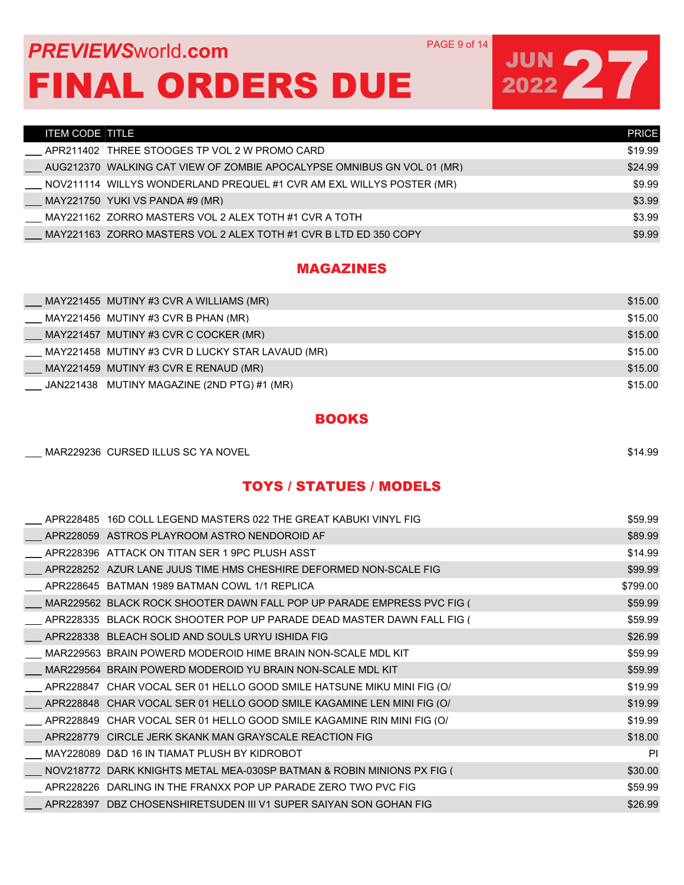PREVIEWSworld.com

# FINAL ORDERS DUE

JUN 2022 27

| | ITEM CODE | TITLE | PRICE |
|---|---|---|---|
| ___ | APR211402 | THREE STOOGES TP VOL 2 W PROMO CARD | $19.99 |
| ___ | AUG212370 | WALKING CAT VIEW OF ZOMBIE APOCALYPSE OMNIBUS GN VOL 01 (MR) | $24.99 |
| ___ | NOV211114 | WILLYS WONDERLAND PREQUEL #1 CVR AM EXL WILLYS POSTER (MR) | $9.99 |
| ___ | MAY221750 | YUKI VS PANDA #9 (MR) | $3.99 |
| ___ | MAY221162 | ZORRO MASTERS VOL 2 ALEX TOTH #1 CVR A TOTH | $3.99 |
| ___ | MAY221163 | ZORRO MASTERS VOL 2 ALEX TOTH #1 CVR B LTD ED 350 COPY | $9.99 |

## MAGAZINES

| | ITEM CODE | TITLE | PRICE |
|---|---|---|---|
| ___ | MAY221455 | MUTINY #3 CVR A WILLIAMS (MR) | $15.00 |
| ___ | MAY221456 | MUTINY #3 CVR B PHAN (MR) | $15.00 |
| ___ | MAY221457 | MUTINY #3 CVR C COCKER (MR) | $15.00 |
| ___ | MAY221458 | MUTINY #3 CVR D LUCKY STAR LAVAUD (MR) | $15.00 |
| ___ | MAY221459 | MUTINY #3 CVR E RENAUD (MR) | $15.00 |
| ___ | JAN221438 | MUTINY MAGAZINE (2ND PTG) #1 (MR) | $15.00 |

## BOOKS

| | ITEM CODE | TITLE | PRICE |
|---|---|---|---|
| ___ | MAR229236 | CURSED ILLUS SC YA NOVEL | $14.99 |

## TOYS / STATUES / MODELS

| | ITEM CODE | TITLE | PRICE |
|---|---|---|---|
| ___ | APR228485 | 16D COLL LEGEND MASTERS 022 THE GREAT KABUKI VINYL FIG | $59.99 |
| ___ | APR228059 | ASTROS PLAYROOM ASTRO NENDOROID AF | $89.99 |
| ___ | APR228396 | ATTACK ON TITAN SER 1 9PC PLUSH ASST | $14.99 |
| ___ | APR228252 | AZUR LANE JUUS TIME HMS CHESHIRE DEFORMED NON-SCALE FIG | $99.99 |
| ___ | APR228645 | BATMAN 1989 BATMAN COWL 1/1 REPLICA | $799.00 |
| ___ | MAR229562 | BLACK ROCK SHOOTER DAWN FALL POP UP PARADE EMPRESS PVC FIG ( | $59.99 |
| ___ | APR228335 | BLACK ROCK SHOOTER POP UP PARADE DEAD MASTER DAWN FALL FIG ( | $59.99 |
| ___ | APR228338 | BLEACH SOLID AND SOULS URYU ISHIDA FIG | $26.99 |
| ___ | MAR229563 | BRAIN POWERD MODEROID HIME BRAIN NON-SCALE MDL KIT | $59.99 |
| ___ | MAR229564 | BRAIN POWERD MODEROID YU BRAIN NON-SCALE MDL KIT | $59.99 |
| ___ | APR228847 | CHAR VOCAL SER 01 HELLO GOOD SMILE HATSUNE MIKU MINI FIG (O/ | $19.99 |
| ___ | APR228848 | CHAR VOCAL SER 01 HELLO GOOD SMILE KAGAMINE LEN MINI FIG (O/ | $19.99 |
| ___ | APR228849 | CHAR VOCAL SER 01 HELLO GOOD SMILE KAGAMINE RIN MINI FIG (O/ | $19.99 |
| ___ | APR228779 | CIRCLE JERK SKANK MAN GRAYSCALE REACTION FIG | $18.00 |
| ___ | MAY228089 | D&D 16 IN TIAMAT PLUSH BY KIDROBOT | PI |
| ___ | NOV218772 | DARK KNIGHTS METAL MEA-030SP BATMAN & ROBIN MINIONS PX FIG ( | $30.00 |
| ___ | APR228226 | DARLING IN THE FRANXX POP UP PARADE ZERO TWO PVC FIG | $59.99 |
| ___ | APR228397 | DBZ CHOSENSHIRETSUDEN III V1 SUPER SAIYAN SON GOHAN FIG | $26.99 |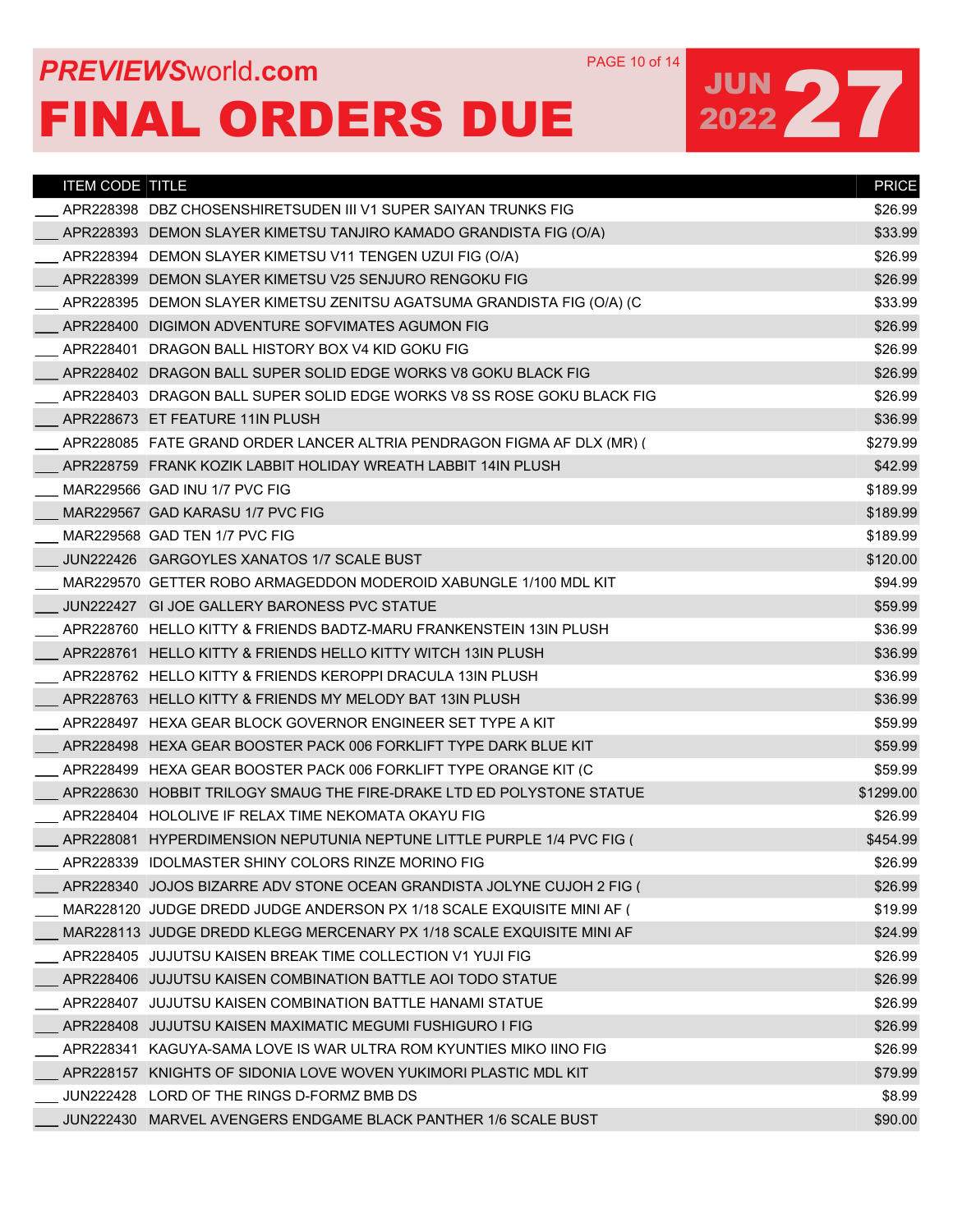# PREVIEWSworld.com

# FINAL ORDERS DUE

JUN 2022 27

| | ITEM CODE | TITLE | PRICE |
|---|---|---|---|
| ___ | APR228398 | DBZ CHOSENSHIRETSUDEN III V1 SUPER SAIYAN TRUNKS FIG | $26.99 |
| ___ | APR228393 | DEMON SLAYER KIMETSU TANJIRO KAMADO GRANDISTA FIG (O/A) | $33.99 |
| ___ | APR228394 | DEMON SLAYER KIMETSU V11 TENGEN UZUI FIG (O/A) | $26.99 |
| ___ | APR228399 | DEMON SLAYER KIMETSU V25 SENJURO RENGOKU FIG | $26.99 |
| ___ | APR228395 | DEMON SLAYER KIMETSU ZENITSU AGATSUMA GRANDISTA FIG (O/A) (C | $33.99 |
| ___ | APR228400 | DIGIMON ADVENTURE SOFVIMATES AGUMON FIG | $26.99 |
| ___ | APR228401 | DRAGON BALL HISTORY BOX V4 KID GOKU FIG | $26.99 |
| ___ | APR228402 | DRAGON BALL SUPER SOLID EDGE WORKS V8 GOKU BLACK FIG | $26.99 |
| ___ | APR228403 | DRAGON BALL SUPER SOLID EDGE WORKS V8 SS ROSE GOKU BLACK FIG | $26.99 |
| ___ | APR228673 | ET FEATURE 11IN PLUSH | $36.99 |
| ___ | APR228085 | FATE GRAND ORDER LANCER ALTRIA PENDRAGON FIGMA AF DLX (MR) ( | $279.99 |
| ___ | APR228759 | FRANK KOZIK LABBIT HOLIDAY WREATH LABBIT 14IN PLUSH | $42.99 |
| ___ | MAR229566 | GAD INU 1/7 PVC FIG | $189.99 |
| ___ | MAR229567 | GAD KARASU 1/7 PVC FIG | $189.99 |
| ___ | MAR229568 | GAD TEN 1/7 PVC FIG | $189.99 |
| ___ | JUN222426 | GARGOYLES XANATOS 1/7 SCALE BUST | $120.00 |
| ___ | MAR229570 | GETTER ROBO ARMAGEDDON MODEROID XABUNGLE 1/100 MDL KIT | $94.99 |
| ___ | JUN222427 | GI JOE GALLERY BARONESS PVC STATUE | $59.99 |
| ___ | APR228760 | HELLO KITTY & FRIENDS BADTZ-MARU FRANKENSTEIN 13IN PLUSH | $36.99 |
| ___ | APR228761 | HELLO KITTY & FRIENDS HELLO KITTY WITCH 13IN PLUSH | $36.99 |
| ___ | APR228762 | HELLO KITTY & FRIENDS KEROPPI DRACULA 13IN PLUSH | $36.99 |
| ___ | APR228763 | HELLO KITTY & FRIENDS MY MELODY BAT 13IN PLUSH | $36.99 |
| ___ | APR228497 | HEXA GEAR BLOCK GOVERNOR ENGINEER SET TYPE A KIT | $59.99 |
| ___ | APR228498 | HEXA GEAR BOOSTER PACK 006 FORKLIFT TYPE DARK BLUE KIT | $59.99 |
| ___ | APR228499 | HEXA GEAR BOOSTER PACK 006 FORKLIFT TYPE ORANGE KIT (C | $59.99 |
| ___ | APR228630 | HOBBIT TRILOGY SMAUG THE FIRE-DRAKE LTD ED POLYSTONE STATUE | $1299.00 |
| ___ | APR228404 | HOLOLIVE IF RELAX TIME NEKOMATA OKAYU FIG | $26.99 |
| ___ | APR228081 | HYPERDIMENSION NEPUTUNIA NEPTUNE LITTLE PURPLE 1/4 PVC FIG ( | $454.99 |
| ___ | APR228339 | IDOLMASTER SHINY COLORS RINZE MORINO FIG | $26.99 |
| ___ | APR228340 | JOJOS BIZARRE ADV STONE OCEAN GRANDISTA JOLYNE CUJOH 2 FIG ( | $26.99 |
| ___ | MAR228120 | JUDGE DREDD JUDGE ANDERSON PX 1/18 SCALE EXQUISITE MINI AF ( | $19.99 |
| ___ | MAR228113 | JUDGE DREDD KLEGG MERCENARY PX 1/18 SCALE EXQUISITE MINI AF | $24.99 |
| ___ | APR228405 | JUJUTSU KAISEN BREAK TIME COLLECTION V1 YUJI FIG | $26.99 |
| ___ | APR228406 | JUJUTSU KAISEN COMBINATION BATTLE AOI TODO STATUE | $26.99 |
| ___ | APR228407 | JUJUTSU KAISEN COMBINATION BATTLE HANAMI STATUE | $26.99 |
| ___ | APR228408 | JUJUTSU KAISEN MAXIMATIC MEGUMI FUSHIGURO I FIG | $26.99 |
| ___ | APR228341 | KAGUYA-SAMA LOVE IS WAR ULTRA ROM KYUNTIES MIKO IINO FIG | $26.99 |
| ___ | APR228157 | KNIGHTS OF SIDONIA LOVE WOVEN YUKIMORI PLASTIC MDL KIT | $79.99 |
| ___ | JUN222428 | LORD OF THE RINGS D-FORMZ BMB DS | $8.99 |
| ___ | JUN222430 | MARVEL AVENGERS ENDGAME BLACK PANTHER 1/6 SCALE BUST | $90.00 |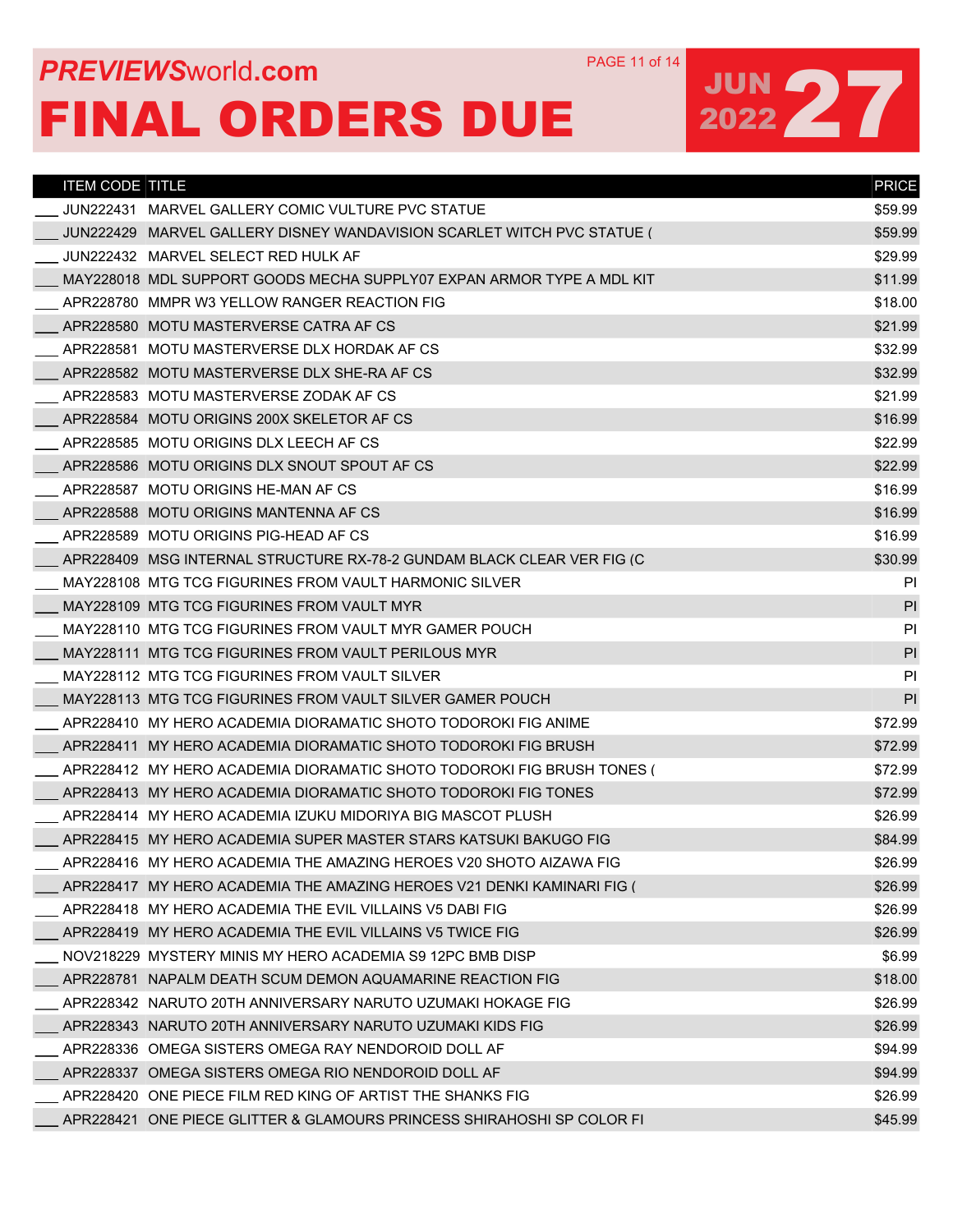# PREVIEWSworld.com

# FINAL ORDERS DUE

## JUN 2022 27

| | ITEM CODE | TITLE | PRICE |
|---|---|---|---|
| ___ | JUN222431 | MARVEL GALLERY COMIC VULTURE PVC STATUE | $59.99 |
| ___ | JUN222429 | MARVEL GALLERY DISNEY WANDAVISION SCARLET WITCH PVC STATUE ( | $59.99 |
| ___ | JUN222432 | MARVEL SELECT RED HULK AF | $29.99 |
| ___ | MAY228018 | MDL SUPPORT GOODS MECHA SUPPLY07 EXPAN ARMOR TYPE A MDL KIT | $11.99 |
| ___ | APR228780 | MMPR W3 YELLOW RANGER REACTION FIG | $18.00 |
| ___ | APR228580 | MOTU MASTERVERSE CATRA AF CS | $21.99 |
| ___ | APR228581 | MOTU MASTERVERSE DLX HORDAK AF CS | $32.99 |
| ___ | APR228582 | MOTU MASTERVERSE DLX SHE-RA AF CS | $32.99 |
| ___ | APR228583 | MOTU MASTERVERSE ZODAK AF CS | $21.99 |
| ___ | APR228584 | MOTU ORIGINS 200X SKELETOR AF CS | $16.99 |
| ___ | APR228585 | MOTU ORIGINS DLX LEECH AF CS | $22.99 |
| ___ | APR228586 | MOTU ORIGINS DLX SNOUT SPOUT AF CS | $22.99 |
| ___ | APR228587 | MOTU ORIGINS HE-MAN AF CS | $16.99 |
| ___ | APR228588 | MOTU ORIGINS MANTENNA AF CS | $16.99 |
| ___ | APR228589 | MOTU ORIGINS PIG-HEAD AF CS | $16.99 |
| ___ | APR228409 | MSG INTERNAL STRUCTURE RX-78-2 GUNDAM BLACK CLEAR VER FIG (C | $30.99 |
| ___ | MAY228108 | MTG TCG FIGURINES FROM VAULT HARMONIC SILVER | PI |
| ___ | MAY228109 | MTG TCG FIGURINES FROM VAULT MYR | PI |
| ___ | MAY228110 | MTG TCG FIGURINES FROM VAULT MYR GAMER POUCH | PI |
| ___ | MAY228111 | MTG TCG FIGURINES FROM VAULT PERILOUS MYR | PI |
| ___ | MAY228112 | MTG TCG FIGURINES FROM VAULT SILVER | PI |
| ___ | MAY228113 | MTG TCG FIGURINES FROM VAULT SILVER GAMER POUCH | PI |
| ___ | APR228410 | MY HERO ACADEMIA DIORAMATIC SHOTO TODOROKI FIG ANIME | $72.99 |
| ___ | APR228411 | MY HERO ACADEMIA DIORAMATIC SHOTO TODOROKI FIG BRUSH | $72.99 |
| ___ | APR228412 | MY HERO ACADEMIA DIORAMATIC SHOTO TODOROKI FIG BRUSH TONES ( | $72.99 |
| ___ | APR228413 | MY HERO ACADEMIA DIORAMATIC SHOTO TODOROKI FIG TONES | $72.99 |
| ___ | APR228414 | MY HERO ACADEMIA IZUKU MIDORIYA BIG MASCOT PLUSH | $26.99 |
| ___ | APR228415 | MY HERO ACADEMIA SUPER MASTER STARS KATSUKI BAKUGO FIG | $84.99 |
| ___ | APR228416 | MY HERO ACADEMIA THE AMAZING HEROES V20 SHOTO AIZAWA FIG | $26.99 |
| ___ | APR228417 | MY HERO ACADEMIA THE AMAZING HEROES V21 DENKI KAMINARI FIG ( | $26.99 |
| ___ | APR228418 | MY HERO ACADEMIA THE EVIL VILLAINS V5 DABI FIG | $26.99 |
| ___ | APR228419 | MY HERO ACADEMIA THE EVIL VILLAINS V5 TWICE FIG | $26.99 |
| ___ | NOV218229 | MYSTERY MINIS MY HERO ACADEMIA S9 12PC BMB DISP | $6.99 |
| ___ | APR228781 | NAPALM DEATH SCUM DEMON AQUAMARINE REACTION FIG | $18.00 |
| ___ | APR228342 | NARUTO 20TH ANNIVERSARY NARUTO UZUMAKI HOKAGE FIG | $26.99 |
| ___ | APR228343 | NARUTO 20TH ANNIVERSARY NARUTO UZUMAKI KIDS FIG | $26.99 |
| ___ | APR228336 | OMEGA SISTERS OMEGA RAY NENDOROID DOLL AF | $94.99 |
| ___ | APR228337 | OMEGA SISTERS OMEGA RIO NENDOROID DOLL AF | $94.99 |
| ___ | APR228420 | ONE PIECE FILM RED KING OF ARTIST THE SHANKS FIG | $26.99 |
| ___ | APR228421 | ONE PIECE GLITTER & GLAMOURS PRINCESS SHIRAHOSHI SP COLOR FI | $45.99 |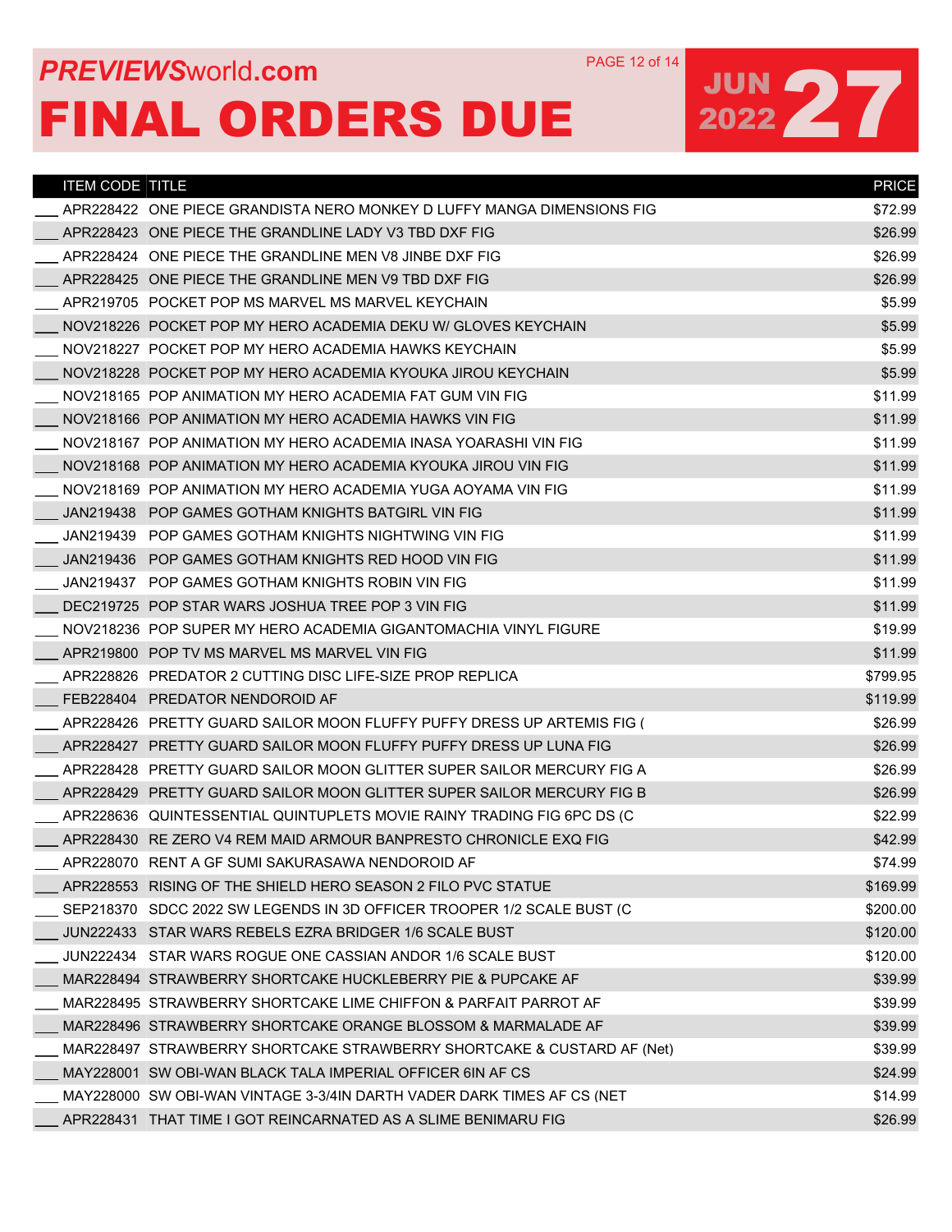# PREVIEWSworld.com

# FINAL ORDERS DUE

## JUN 2022 27

| ITEM CODE | TITLE | PRICE |
|---|---|---|
| APR228422 | ONE PIECE GRANDISTA NERO MONKEY D LUFFY MANGA DIMENSIONS FIG | $72.99 |
| APR228423 | ONE PIECE THE GRANDLINE LADY V3 TBD DXF FIG | $26.99 |
| APR228424 | ONE PIECE THE GRANDLINE MEN V8 JINBE DXF FIG | $26.99 |
| APR228425 | ONE PIECE THE GRANDLINE MEN V9 TBD DXF FIG | $26.99 |
| APR219705 | POCKET POP MS MARVEL MS MARVEL KEYCHAIN | $5.99 |
| NOV218226 | POCKET POP MY HERO ACADEMIA DEKU W/ GLOVES KEYCHAIN | $5.99 |
| NOV218227 | POCKET POP MY HERO ACADEMIA HAWKS KEYCHAIN | $5.99 |
| NOV218228 | POCKET POP MY HERO ACADEMIA KYOUKA JIROU KEYCHAIN | $5.99 |
| NOV218165 | POP ANIMATION MY HERO ACADEMIA FAT GUM VIN FIG | $11.99 |
| NOV218166 | POP ANIMATION MY HERO ACADEMIA HAWKS VIN FIG | $11.99 |
| NOV218167 | POP ANIMATION MY HERO ACADEMIA INASA YOARASHI VIN FIG | $11.99 |
| NOV218168 | POP ANIMATION MY HERO ACADEMIA KYOUKA JIROU VIN FIG | $11.99 |
| NOV218169 | POP ANIMATION MY HERO ACADEMIA YUGA AOYAMA VIN FIG | $11.99 |
| JAN219438 | POP GAMES GOTHAM KNIGHTS BATGIRL VIN FIG | $11.99 |
| JAN219439 | POP GAMES GOTHAM KNIGHTS NIGHTWING VIN FIG | $11.99 |
| JAN219436 | POP GAMES GOTHAM KNIGHTS RED HOOD VIN FIG | $11.99 |
| JAN219437 | POP GAMES GOTHAM KNIGHTS ROBIN VIN FIG | $11.99 |
| DEC219725 | POP STAR WARS JOSHUA TREE POP 3 VIN FIG | $11.99 |
| NOV218236 | POP SUPER MY HERO ACADEMIA GIGANTOMACHIA VINYL FIGURE | $19.99 |
| APR219800 | POP TV MS MARVEL MS MARVEL VIN FIG | $11.99 |
| APR228826 | PREDATOR 2 CUTTING DISC LIFE-SIZE PROP REPLICA | $799.95 |
| FEB228404 | PREDATOR NENDOROID AF | $119.99 |
| APR228426 | PRETTY GUARD SAILOR MOON FLUFFY PUFFY DRESS UP ARTEMIS FIG ( | $26.99 |
| APR228427 | PRETTY GUARD SAILOR MOON FLUFFY PUFFY DRESS UP LUNA FIG | $26.99 |
| APR228428 | PRETTY GUARD SAILOR MOON GLITTER SUPER SAILOR MERCURY FIG A | $26.99 |
| APR228429 | PRETTY GUARD SAILOR MOON GLITTER SUPER SAILOR MERCURY FIG B | $26.99 |
| APR228636 | QUINTESSENTIAL QUINTUPLETS MOVIE RAINY TRADING FIG 6PC DS (C | $22.99 |
| APR228430 | RE ZERO V4 REM MAID ARMOUR BANPRESTO CHRONICLE EXQ FIG | $42.99 |
| APR228070 | RENT A GF SUMI SAKURASAWA NENDOROID AF | $74.99 |
| APR228553 | RISING OF THE SHIELD HERO SEASON 2 FILO PVC STATUE | $169.99 |
| SEP218370 | SDCC 2022 SW LEGENDS IN 3D OFFICER TROOPER 1/2 SCALE BUST (C | $200.00 |
| JUN222433 | STAR WARS REBELS EZRA BRIDGER 1/6 SCALE BUST | $120.00 |
| JUN222434 | STAR WARS ROGUE ONE CASSIAN ANDOR 1/6 SCALE BUST | $120.00 |
| MAR228494 | STRAWBERRY SHORTCAKE HUCKLEBERRY PIE & PUPCAKE AF | $39.99 |
| MAR228495 | STRAWBERRY SHORTCAKE LIME CHIFFON & PARFAIT PARROT AF | $39.99 |
| MAR228496 | STRAWBERRY SHORTCAKE ORANGE BLOSSOM & MARMALADE AF | $39.99 |
| MAR228497 | STRAWBERRY SHORTCAKE STRAWBERRY SHORTCAKE & CUSTARD AF (Net) | $39.99 |
| MAY228001 | SW OBI-WAN BLACK TALA IMPERIAL OFFICER 6IN AF CS | $24.99 |
| MAY228000 | SW OBI-WAN VINTAGE 3-3/4IN DARTH VADER DARK TIMES AF CS (NET | $14.99 |
| APR228431 | THAT TIME I GOT REINCARNATED AS A SLIME BENIMARU FIG | $26.99 |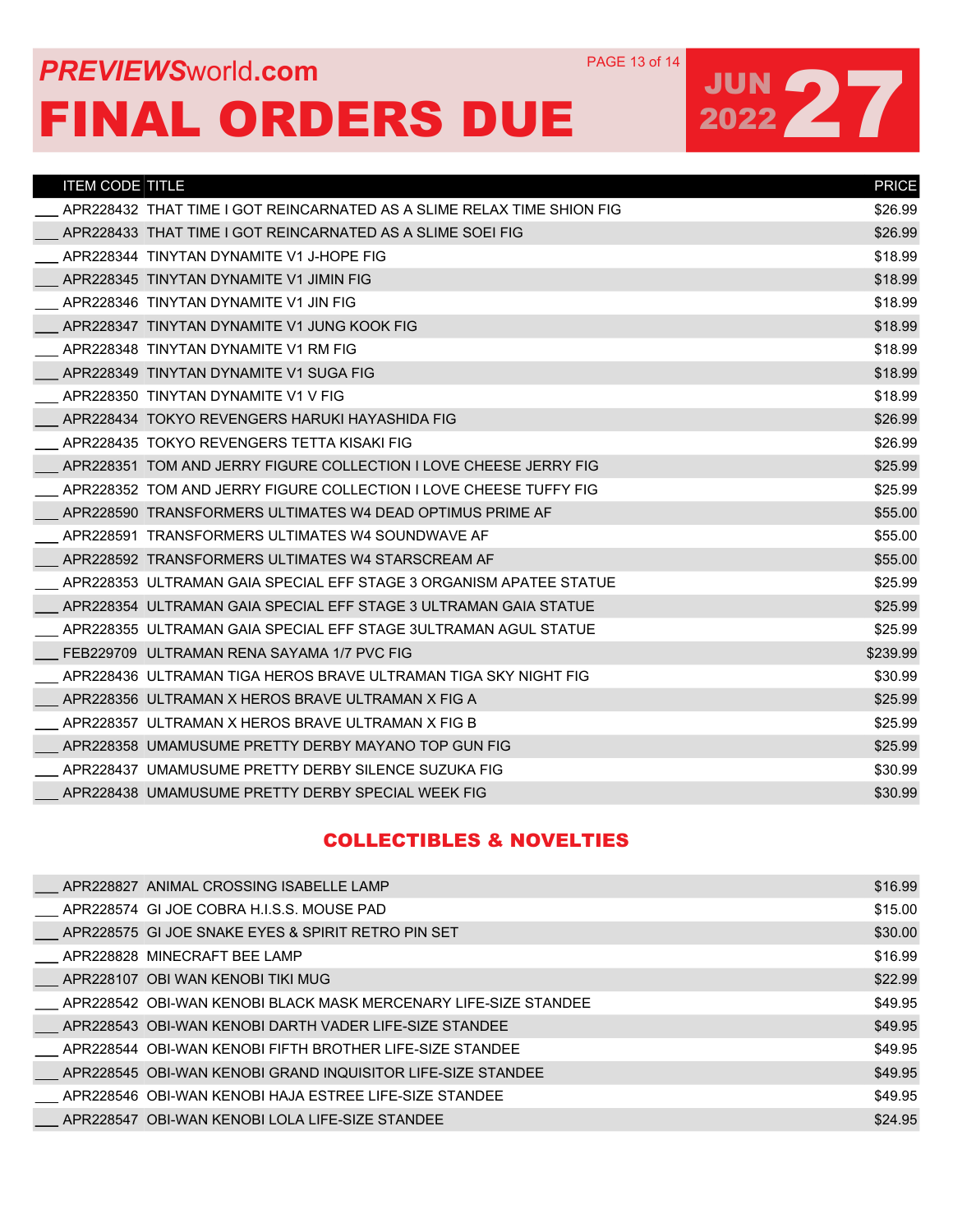# PREVIEWSworld.com FINAL ORDERS DUE

JUN 2022 27

| | ITEM CODE | TITLE | PRICE |
|---|---|---|---|
| ___ | APR228432 | THAT TIME I GOT REINCARNATED AS A SLIME RELAX TIME SHION FIG | $26.99 |
| ___ | APR228433 | THAT TIME I GOT REINCARNATED AS A SLIME SOEI FIG | $26.99 |
| ___ | APR228344 | TINYTAN DYNAMITE V1 J-HOPE FIG | $18.99 |
| ___ | APR228345 | TINYTAN DYNAMITE V1 JIMIN FIG | $18.99 |
| ___ | APR228346 | TINYTAN DYNAMITE V1 JIN FIG | $18.99 |
| ___ | APR228347 | TINYTAN DYNAMITE V1 JUNG KOOK FIG | $18.99 |
| ___ | APR228348 | TINYTAN DYNAMITE V1 RM FIG | $18.99 |
| ___ | APR228349 | TINYTAN DYNAMITE V1 SUGA FIG | $18.99 |
| ___ | APR228350 | TINYTAN DYNAMITE V1 V FIG | $18.99 |
| ___ | APR228434 | TOKYO REVENGERS HARUKI HAYASHIDA FIG | $26.99 |
| ___ | APR228435 | TOKYO REVENGERS TETTA KISAKI FIG | $26.99 |
| ___ | APR228351 | TOM AND JERRY FIGURE COLLECTION I LOVE CHEESE JERRY FIG | $25.99 |
| ___ | APR228352 | TOM AND JERRY FIGURE COLLECTION I LOVE CHEESE TUFFY FIG | $25.99 |
| ___ | APR228590 | TRANSFORMERS ULTIMATES W4 DEAD OPTIMUS PRIME AF | $55.00 |
| ___ | APR228591 | TRANSFORMERS ULTIMATES W4 SOUNDWAVE AF | $55.00 |
| ___ | APR228592 | TRANSFORMERS ULTIMATES W4 STARSCREAM AF | $55.00 |
| ___ | APR228353 | ULTRAMAN GAIA SPECIAL EFF STAGE 3 ORGANISM APATEE STATUE | $25.99 |
| ___ | APR228354 | ULTRAMAN GAIA SPECIAL EFF STAGE 3 ULTRAMAN GAIA STATUE | $25.99 |
| ___ | APR228355 | ULTRAMAN GAIA SPECIAL EFF STAGE 3ULTRAMAN AGUL STATUE | $25.99 |
| ___ | FEB229709 | ULTRAMAN RENA SAYAMA 1/7 PVC FIG | $239.99 |
| ___ | APR228436 | ULTRAMAN TIGA HEROS BRAVE ULTRAMAN TIGA SKY NIGHT FIG | $30.99 |
| ___ | APR228356 | ULTRAMAN X HEROS BRAVE ULTRAMAN X FIG A | $25.99 |
| ___ | APR228357 | ULTRAMAN X HEROS BRAVE ULTRAMAN X FIG B | $25.99 |
| ___ | APR228358 | UMAMUSUME PRETTY DERBY MAYANO TOP GUN FIG | $25.99 |
| ___ | APR228437 | UMAMUSUME PRETTY DERBY SILENCE SUZUKA FIG | $30.99 |
| ___ | APR228438 | UMAMUSUME PRETTY DERBY SPECIAL WEEK FIG | $30.99 |

## COLLECTIBLES & NOVELTIES

| | ITEM CODE | TITLE | PRICE |
|---|---|---|---|
| ___ | APR228827 | ANIMAL CROSSING ISABELLE LAMP | $16.99 |
| ___ | APR228574 | GI JOE COBRA H.I.S.S. MOUSE PAD | $15.00 |
| ___ | APR228575 | GI JOE SNAKE EYES & SPIRIT RETRO PIN SET | $30.00 |
| ___ | APR228828 | MINECRAFT BEE LAMP | $16.99 |
| ___ | APR228107 | OBI WAN KENOBI TIKI MUG | $22.99 |
| ___ | APR228542 | OBI-WAN KENOBI BLACK MASK MERCENARY LIFE-SIZE STANDEE | $49.95 |
| ___ | APR228543 | OBI-WAN KENOBI DARTH VADER LIFE-SIZE STANDEE | $49.95 |
| ___ | APR228544 | OBI-WAN KENOBI FIFTH BROTHER LIFE-SIZE STANDEE | $49.95 |
| ___ | APR228545 | OBI-WAN KENOBI GRAND INQUISITOR LIFE-SIZE STANDEE | $49.95 |
| ___ | APR228546 | OBI-WAN KENOBI HAJA ESTREE LIFE-SIZE STANDEE | $49.95 |
| ___ | APR228547 | OBI-WAN KENOBI LOLA LIFE-SIZE STANDEE | $24.95 |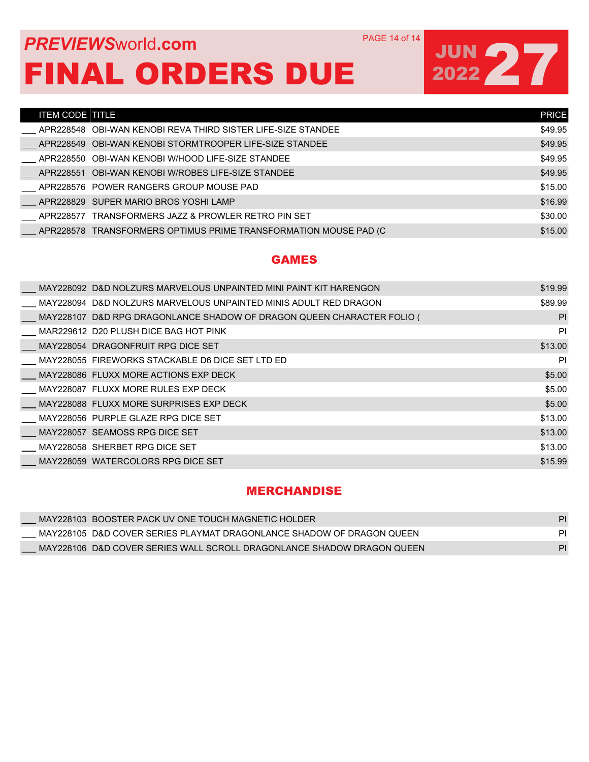# PREVIEWSworld.com

# FINAL ORDERS DUE

JUN 2022 27

| ITEM CODE | TITLE | PRICE |
|---|---|---|
| ___ APR228548 | OBI-WAN KENOBI REVA THIRD SISTER LIFE-SIZE STANDEE | $49.95 |
| ___ APR228549 | OBI-WAN KENOBI STORMTROOPER LIFE-SIZE STANDEE | $49.95 |
| ___ APR228550 | OBI-WAN KENOBI W/HOOD LIFE-SIZE STANDEE | $49.95 |
| ___ APR228551 | OBI-WAN KENOBI W/ROBES LIFE-SIZE STANDEE | $49.95 |
| ___ APR228576 | POWER RANGERS GROUP MOUSE PAD | $15.00 |
| ___ APR228829 | SUPER MARIO BROS YOSHI LAMP | $16.99 |
| ___ APR228577 | TRANSFORMERS JAZZ & PROWLER RETRO PIN SET | $30.00 |
| ___ APR228578 | TRANSFORMERS OPTIMUS PRIME TRANSFORMATION MOUSE PAD (C | $15.00 |

## GAMES

| | | |
|---|---|---|
| ___ MAY228092 | D&D NOLZURS MARVELOUS UNPAINTED MINI PAINT KIT HARENGON | $19.99 |
| ___ MAY228094 | D&D NOLZURS MARVELOUS UNPAINTED MINIS ADULT RED DRAGON | $89.99 |
| ___ MAY228107 | D&D RPG DRAGONLANCE SHADOW OF DRAGON QUEEN CHARACTER FOLIO ( | PI |
| ___ MAR229612 | D20 PLUSH DICE BAG HOT PINK | PI |
| ___ MAY228054 | DRAGONFRUIT RPG DICE SET | $13.00 |
| ___ MAY228055 | FIREWORKS STACKABLE D6 DICE SET LTD ED | PI |
| ___ MAY228086 | FLUXX MORE ACTIONS EXP DECK | $5.00 |
| ___ MAY228087 | FLUXX MORE RULES EXP DECK | $5.00 |
| ___ MAY228088 | FLUXX MORE SURPRISES EXP DECK | $5.00 |
| ___ MAY228056 | PURPLE GLAZE RPG DICE SET | $13.00 |
| ___ MAY228057 | SEAMOSS RPG DICE SET | $13.00 |
| ___ MAY228058 | SHERBET RPG DICE SET | $13.00 |
| ___ MAY228059 | WATERCOLORS RPG DICE SET | $15.99 |

## MERCHANDISE

| | | |
|---|---|---|
| ___ MAY228103 | BOOSTER PACK UV ONE TOUCH MAGNETIC HOLDER | PI |
| ___ MAY228105 | D&D COVER SERIES PLAYMAT DRAGONLANCE SHADOW OF DRAGON QUEEN | PI |
| ___ MAY228106 | D&D COVER SERIES WALL SCROLL DRAGONLANCE SHADOW DRAGON QUEEN | PI |